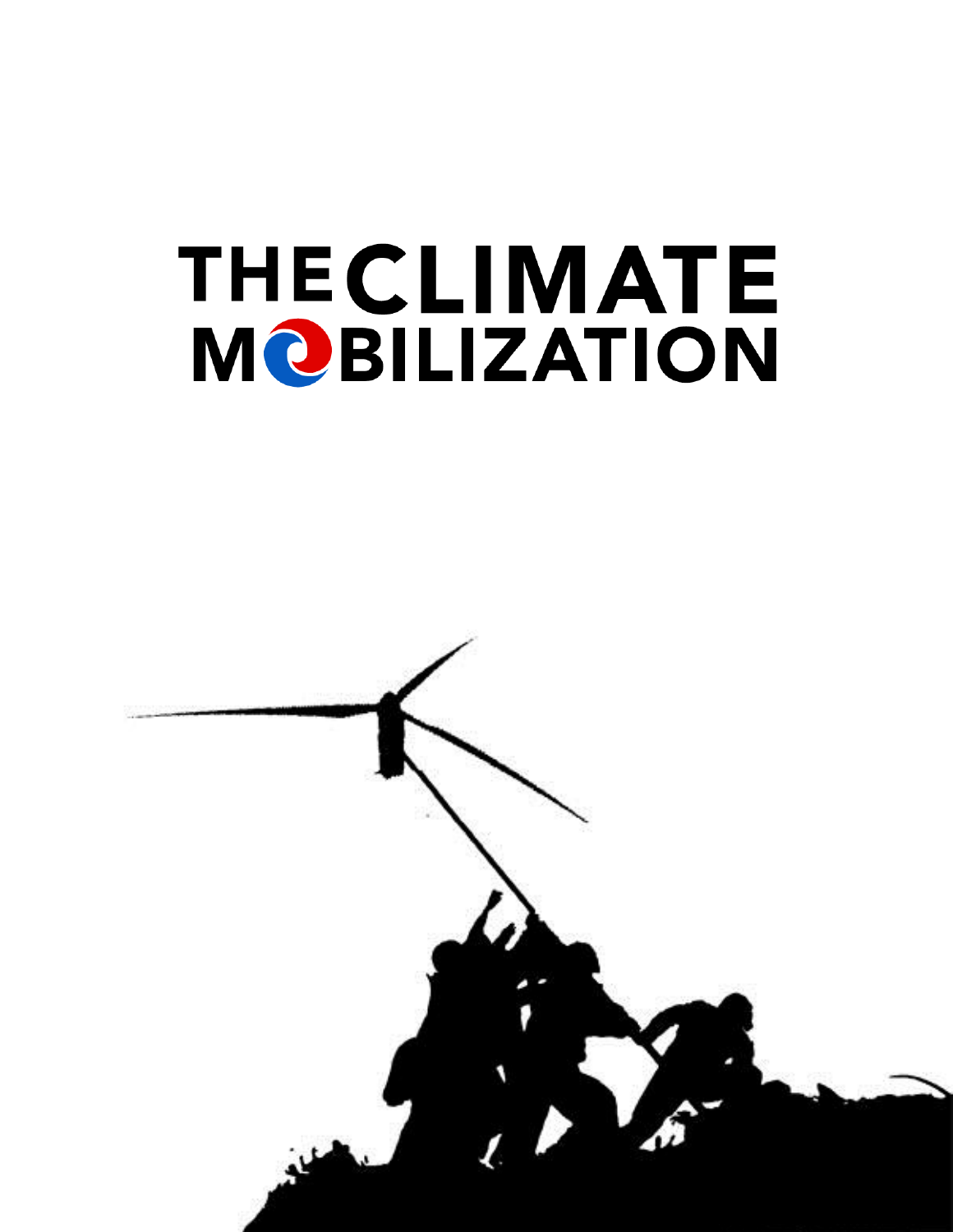# THE CLIMATE MOBILIZATION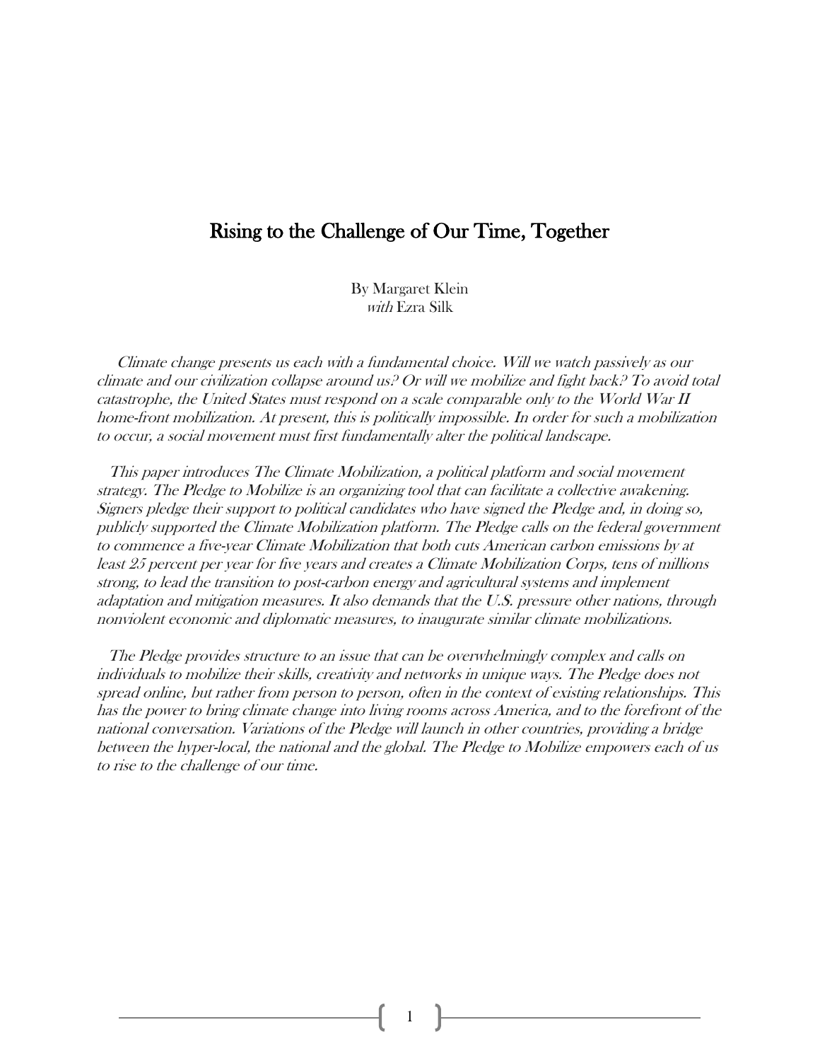# Rising to the Challenge of Our Time, Together

By Margaret Klein
*with* Ezra Silk

*Climate change presents us each with a fundamental choice. Will we watch passively as our climate and our civilization collapse around us? Or will we mobilize and fight back? To avoid total catastrophe, the United States must respond on a scale comparable only to the World War II home-front mobilization. At present, this is politically impossible. In order for such a mobilization to occur, a social movement must first fundamentally alter the political landscape.*

*This paper introduces The Climate Mobilization, a political platform and social movement strategy. The Pledge to Mobilize is an organizing tool that can facilitate a collective awakening. Signers pledge their support to political candidates who have signed the Pledge and, in doing so, publicly supported the Climate Mobilization platform. The Pledge calls on the federal government to commence a five-year Climate Mobilization that both cuts American carbon emissions by at least 25 percent per year for five years and creates a Climate Mobilization Corps, tens of millions strong, to lead the transition to post-carbon energy and agricultural systems and implement adaptation and mitigation measures. It also demands that the U.S. pressure other nations, through nonviolent economic and diplomatic measures, to inaugurate similar climate mobilizations.*

*The Pledge provides structure to an issue that can be overwhelmingly complex and calls on individuals to mobilize their skills, creativity and networks in unique ways. The Pledge does not spread online, but rather from person to person, often in the context of existing relationships. This has the power to bring climate change into living rooms across America, and to the forefront of the national conversation. Variations of the Pledge will launch in other countries, providing a bridge between the hyper-local, the national and the global. The Pledge to Mobilize empowers each of us to rise to the challenge of our time.*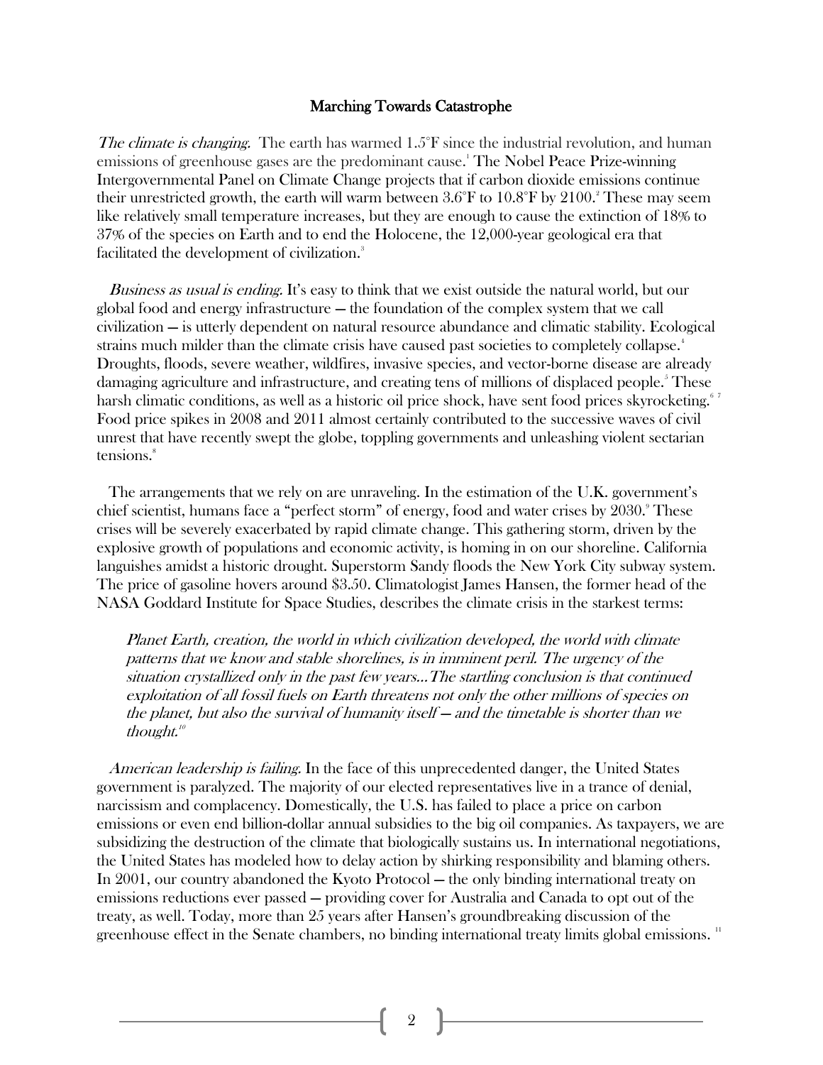## Marching Towards Catastrophe

*The climate is changing.* The earth has warmed 1.5°F since the industrial revolution, and human emissions of greenhouse gases are the predominant cause.[1] The Nobel Peace Prize-winning Intergovernmental Panel on Climate Change projects that if carbon dioxide emissions continue their unrestricted growth, the earth will warm between 3.6°F to 10.8°F by 2100.[2] These may seem like relatively small temperature increases, but they are enough to cause the extinction of 18% to 37% of the species on Earth and to end the Holocene, the 12,000-year geological era that facilitated the development of civilization.[3]

*Business as usual is ending.* It's easy to think that we exist outside the natural world, but our global food and energy infrastructure — the foundation of the complex system that we call civilization — is utterly dependent on natural resource abundance and climatic stability. Ecological strains much milder than the climate crisis have caused past societies to completely collapse.[4] Droughts, floods, severe weather, wildfires, invasive species, and vector-borne disease are already damaging agriculture and infrastructure, and creating tens of millions of displaced people.[5] These harsh climatic conditions, as well as a historic oil price shock, have sent food prices skyrocketing.[6] [7] Food price spikes in 2008 and 2011 almost certainly contributed to the successive waves of civil unrest that have recently swept the globe, toppling governments and unleashing violent sectarian tensions.[8]

The arrangements that we rely on are unraveling. In the estimation of the U.K. government's chief scientist, humans face a "perfect storm" of energy, food and water crises by 2030.[9] These crises will be severely exacerbated by rapid climate change. This gathering storm, driven by the explosive growth of populations and economic activity, is homing in on our shoreline. California languishes amidst a historic drought. Superstorm Sandy floods the New York City subway system. The price of gasoline hovers around $3.50. Climatologist James Hansen, the former head of the NASA Goddard Institute for Space Studies, describes the climate crisis in the starkest terms:

> *Planet Earth, creation, the world in which civilization developed, the world with climate patterns that we know and stable shorelines, is in imminent peril. The urgency of the situation crystallized only in the past few years…The startling conclusion is that continued exploitation of all fossil fuels on Earth threatens not only the other millions of species on the planet, but also the survival of humanity itself — and the timetable is shorter than we thought.*[10]

*American leadership is failing.* In the face of this unprecedented danger, the United States government is paralyzed. The majority of our elected representatives live in a trance of denial, narcissism and complacency. Domestically, the U.S. has failed to place a price on carbon emissions or even end billion-dollar annual subsidies to the big oil companies. As taxpayers, we are subsidizing the destruction of the climate that biologically sustains us. In international negotiations, the United States has modeled how to delay action by shirking responsibility and blaming others. In 2001, our country abandoned the Kyoto Protocol — the only binding international treaty on emissions reductions ever passed — providing cover for Australia and Canada to opt out of the treaty, as well. Today, more than 25 years after Hansen's groundbreaking discussion of the greenhouse effect in the Senate chambers, no binding international treaty limits global emissions. [11]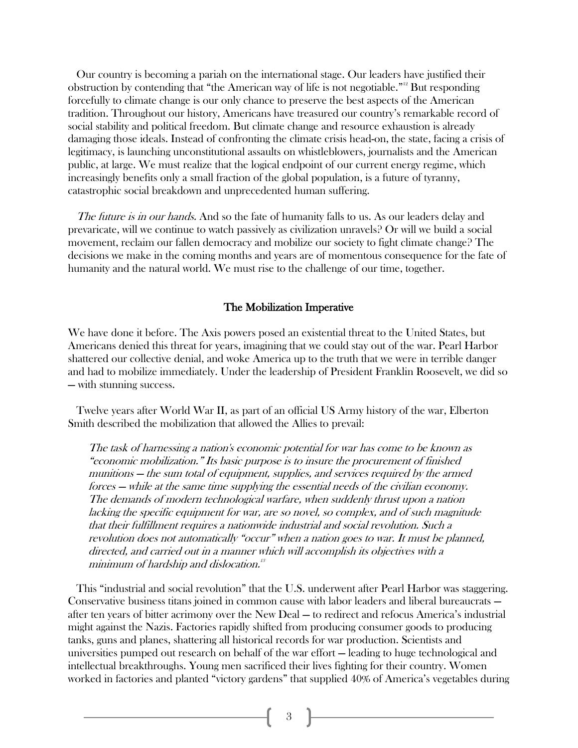Our country is becoming a pariah on the international stage. Our leaders have justified their obstruction by contending that "the American way of life is not negotiable."[12] But responding forcefully to climate change is our only chance to preserve the best aspects of the American tradition. Throughout our history, Americans have treasured our country's remarkable record of social stability and political freedom. But climate change and resource exhaustion is already damaging those ideals. Instead of confronting the climate crisis head-on, the state, facing a crisis of legitimacy, is launching unconstitutional assaults on whistleblowers, journalists and the American public, at large. We must realize that the logical endpoint of our current energy regime, which increasingly benefits only a small fraction of the global population, is a future of tyranny, catastrophic social breakdown and unprecedented human suffering.

*The future is in our hands.* And so the fate of humanity falls to us. As our leaders delay and prevaricate, will we continue to watch passively as civilization unravels? Or will we build a social movement, reclaim our fallen democracy and mobilize our society to fight climate change? The decisions we make in the coming months and years are of momentous consequence for the fate of humanity and the natural world. We must rise to the challenge of our time, together.

## The Mobilization Imperative

We have done it before. The Axis powers posed an existential threat to the United States, but Americans denied this threat for years, imagining that we could stay out of the war. Pearl Harbor shattered our collective denial, and woke America up to the truth that we were in terrible danger and had to mobilize immediately. Under the leadership of President Franklin Roosevelt, we did so — with stunning success.

Twelve years after World War II, as part of an official US Army history of the war, Elberton Smith described the mobilization that allowed the Allies to prevail:

> *The task of harnessing a nation's economic potential for war has come to be known as "economic mobilization." Its basic purpose is to insure the procurement of finished munitions — the sum total of equipment, supplies, and services required by the armed forces — while at the same time supplying the essential needs of the civilian economy. The demands of modern technological warfare, when suddenly thrust upon a nation lacking the specific equipment for war, are so novel, so complex, and of such magnitude that their fulfillment requires a nationwide industrial and social revolution. Such a revolution does not automatically "occur" when a nation goes to war. It must be planned, directed, and carried out in a manner which will accomplish its objectives with a minimum of hardship and dislocation.*[13]

This "industrial and social revolution" that the U.S. underwent after Pearl Harbor was staggering. Conservative business titans joined in common cause with labor leaders and liberal bureaucrats — after ten years of bitter acrimony over the New Deal — to redirect and refocus America's industrial might against the Nazis. Factories rapidly shifted from producing consumer goods to producing tanks, guns and planes, shattering all historical records for war production. Scientists and universities pumped out research on behalf of the war effort — leading to huge technological and intellectual breakthroughs. Young men sacrificed their lives fighting for their country. Women worked in factories and planted "victory gardens" that supplied 40% of America's vegetables during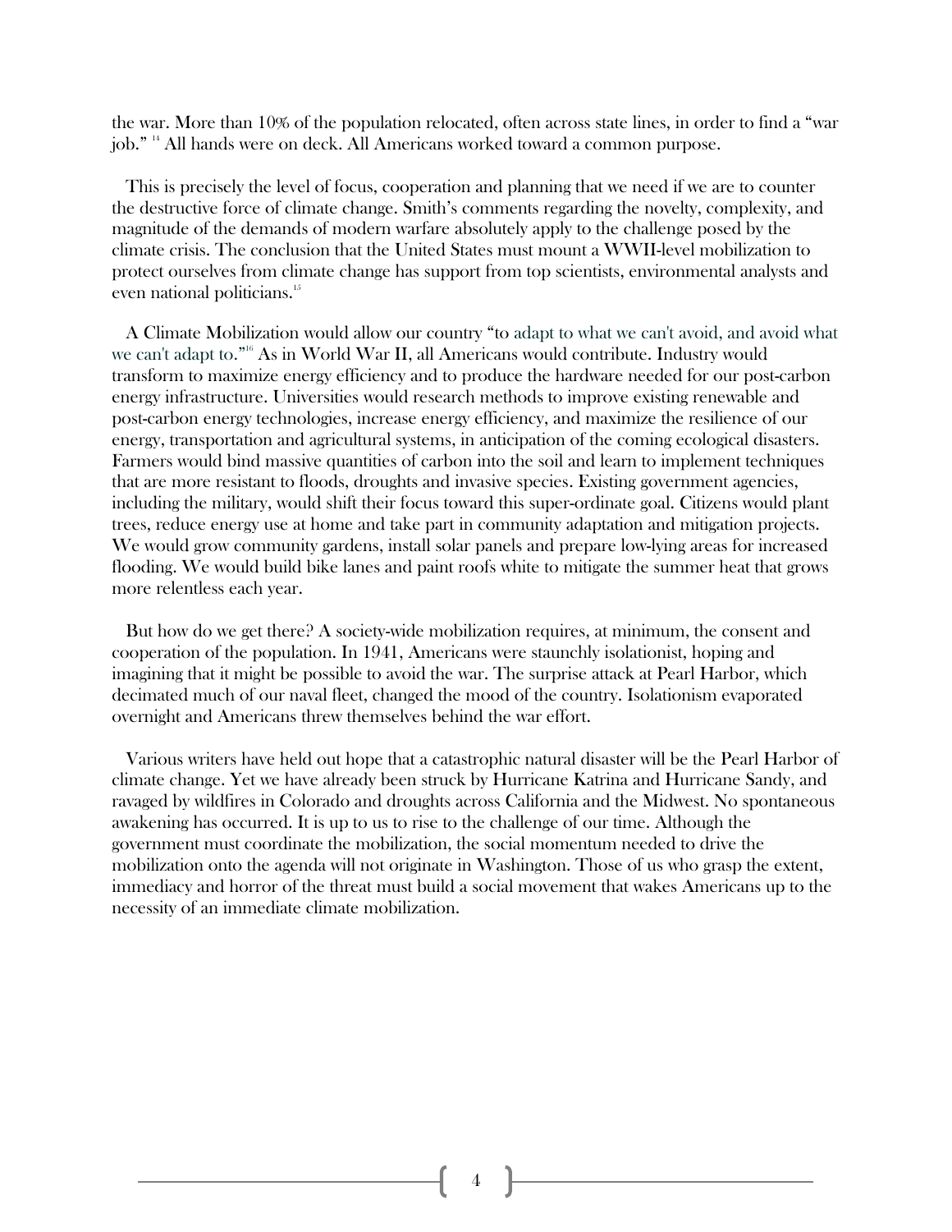the war. More than 10% of the population relocated, often across state lines, in order to find a "war job." [14] All hands were on deck. All Americans worked toward a common purpose.

This is precisely the level of focus, cooperation and planning that we need if we are to counter the destructive force of climate change. Smith's comments regarding the novelty, complexity, and magnitude of the demands of modern warfare absolutely apply to the challenge posed by the climate crisis. The conclusion that the United States must mount a WWII-level mobilization to protect ourselves from climate change has support from top scientists, environmental analysts and even national politicians.[15]

A Climate Mobilization would allow our country "to adapt to what we can't avoid, and avoid what we can't adapt to."[16] As in World War II, all Americans would contribute. Industry would transform to maximize energy efficiency and to produce the hardware needed for our post-carbon energy infrastructure. Universities would research methods to improve existing renewable and post-carbon energy technologies, increase energy efficiency, and maximize the resilience of our energy, transportation and agricultural systems, in anticipation of the coming ecological disasters. Farmers would bind massive quantities of carbon into the soil and learn to implement techniques that are more resistant to floods, droughts and invasive species. Existing government agencies, including the military, would shift their focus toward this super-ordinate goal. Citizens would plant trees, reduce energy use at home and take part in community adaptation and mitigation projects. We would grow community gardens, install solar panels and prepare low-lying areas for increased flooding. We would build bike lanes and paint roofs white to mitigate the summer heat that grows more relentless each year.

But how do we get there? A society-wide mobilization requires, at minimum, the consent and cooperation of the population. In 1941, Americans were staunchly isolationist, hoping and imagining that it might be possible to avoid the war. The surprise attack at Pearl Harbor, which decimated much of our naval fleet, changed the mood of the country. Isolationism evaporated overnight and Americans threw themselves behind the war effort.

Various writers have held out hope that a catastrophic natural disaster will be the Pearl Harbor of climate change. Yet we have already been struck by Hurricane Katrina and Hurricane Sandy, and ravaged by wildfires in Colorado and droughts across California and the Midwest. No spontaneous awakening has occurred. It is up to us to rise to the challenge of our time. Although the government must coordinate the mobilization, the social momentum needed to drive the mobilization onto the agenda will not originate in Washington. Those of us who grasp the extent, immediacy and horror of the threat must build a social movement that wakes Americans up to the necessity of an immediate climate mobilization.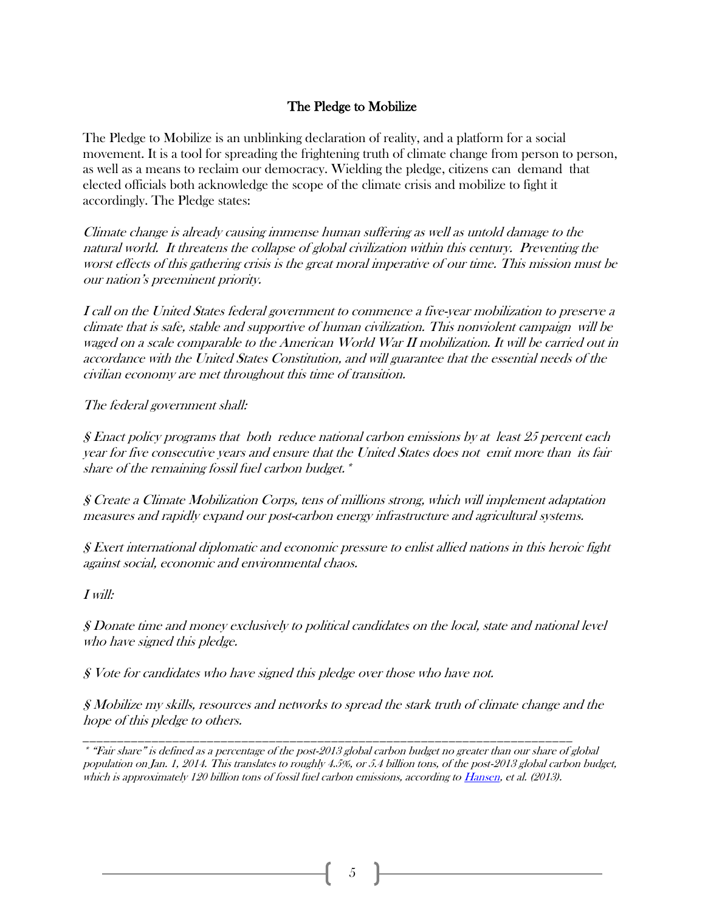## The Pledge to Mobilize

The Pledge to Mobilize is an unblinking declaration of reality, and a platform for a social movement. It is a tool for spreading the frightening truth of climate change from person to person, as well as a means to reclaim our democracy. Wielding the pledge, citizens can demand that elected officials both acknowledge the scope of the climate crisis and mobilize to fight it accordingly. The Pledge states:

*Climate change is already causing immense human suffering as well as untold damage to the natural world. It threatens the collapse of global civilization within this century. Preventing the worst effects of this gathering crisis is the great moral imperative of our time. This mission must be our nation's preeminent priority.*

*I call on the United States federal government to commence a five-year mobilization to preserve a climate that is safe, stable and supportive of human civilization. This nonviolent campaign will be waged on a scale comparable to the American World War II mobilization. It will be carried out in accordance with the United States Constitution, and will guarantee that the essential needs of the civilian economy are met throughout this time of transition.*

*The federal government shall:*

*§ Enact policy programs that both reduce national carbon emissions by at least 25 percent each year for five consecutive years and ensure that the United States does not emit more than its fair share of the remaining fossil fuel carbon budget.*[*]

*§ Create a Climate Mobilization Corps, tens of millions strong, which will implement adaptation measures and rapidly expand our post-carbon energy infrastructure and agricultural systems.*

*§ Exert international diplomatic and economic pressure to enlist allied nations in this heroic fight against social, economic and environmental chaos.*

*I will:*

*§ Donate time and money exclusively to political candidates on the local, state and national level who have signed this pledge.*

*§ Vote for candidates who have signed this pledge over those who have not.*

*§ Mobilize my skills, resources and networks to spread the stark truth of climate change and the hope of this pledge to others.*

---

*[*] "Fair share" is defined as a percentage of the post-2013 global carbon budget no greater than our share of global population on Jan. 1, 2014. This translates to roughly 4.5%, or 5.4 billion tons, of the post-2013 global carbon budget, which is approximately 120 billion tons of fossil fuel carbon emissions, according to Hansen, et al. (2013).*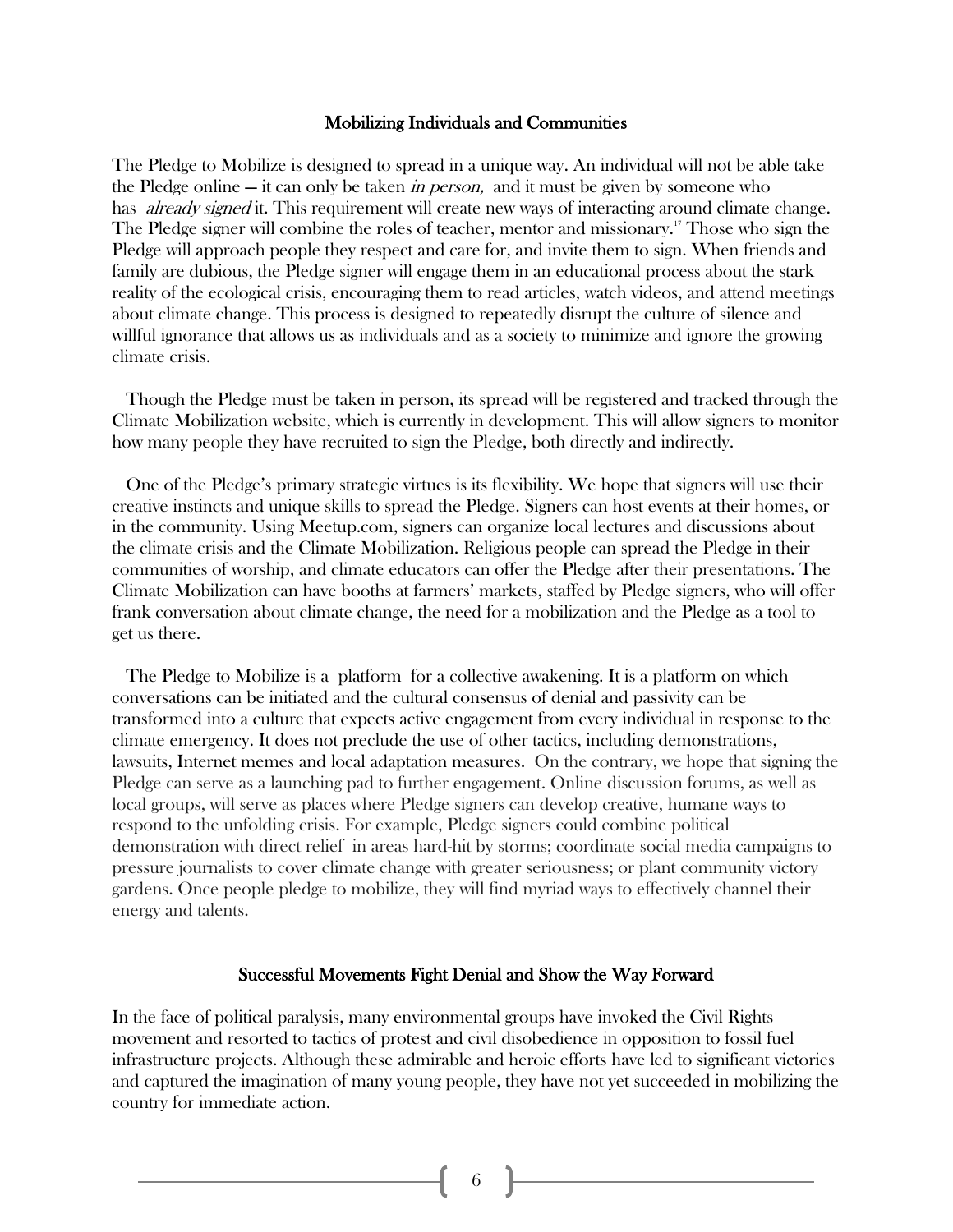## Mobilizing Individuals and Communities

The Pledge to Mobilize is designed to spread in a unique way. An individual will not be able take the Pledge online — it can only be taken *in person,* and it must be given by someone who has *already signed* it. This requirement will create new ways of interacting around climate change. The Pledge signer will combine the roles of teacher, mentor and missionary.[17] Those who sign the Pledge will approach people they respect and care for, and invite them to sign. When friends and family are dubious, the Pledge signer will engage them in an educational process about the stark reality of the ecological crisis, encouraging them to read articles, watch videos, and attend meetings about climate change. This process is designed to repeatedly disrupt the culture of silence and willful ignorance that allows us as individuals and as a society to minimize and ignore the growing climate crisis.

Though the Pledge must be taken in person, its spread will be registered and tracked through the Climate Mobilization website, which is currently in development. This will allow signers to monitor how many people they have recruited to sign the Pledge, both directly and indirectly.

One of the Pledge's primary strategic virtues is its flexibility. We hope that signers will use their creative instincts and unique skills to spread the Pledge. Signers can host events at their homes, or in the community. Using Meetup.com, signers can organize local lectures and discussions about the climate crisis and the Climate Mobilization. Religious people can spread the Pledge in their communities of worship, and climate educators can offer the Pledge after their presentations. The Climate Mobilization can have booths at farmers' markets, staffed by Pledge signers, who will offer frank conversation about climate change, the need for a mobilization and the Pledge as a tool to get us there.

The Pledge to Mobilize is a platform for a collective awakening. It is a platform on which conversations can be initiated and the cultural consensus of denial and passivity can be transformed into a culture that expects active engagement from every individual in response to the climate emergency. It does not preclude the use of other tactics, including demonstrations, lawsuits, Internet memes and local adaptation measures. On the contrary, we hope that signing the Pledge can serve as a launching pad to further engagement. Online discussion forums, as well as local groups, will serve as places where Pledge signers can develop creative, humane ways to respond to the unfolding crisis. For example, Pledge signers could combine political demonstration with direct relief in areas hard-hit by storms; coordinate social media campaigns to pressure journalists to cover climate change with greater seriousness; or plant community victory gardens. Once people pledge to mobilize, they will find myriad ways to effectively channel their energy and talents.

## Successful Movements Fight Denial and Show the Way Forward

In the face of political paralysis, many environmental groups have invoked the Civil Rights movement and resorted to tactics of protest and civil disobedience in opposition to fossil fuel infrastructure projects. Although these admirable and heroic efforts have led to significant victories and captured the imagination of many young people, they have not yet succeeded in mobilizing the country for immediate action.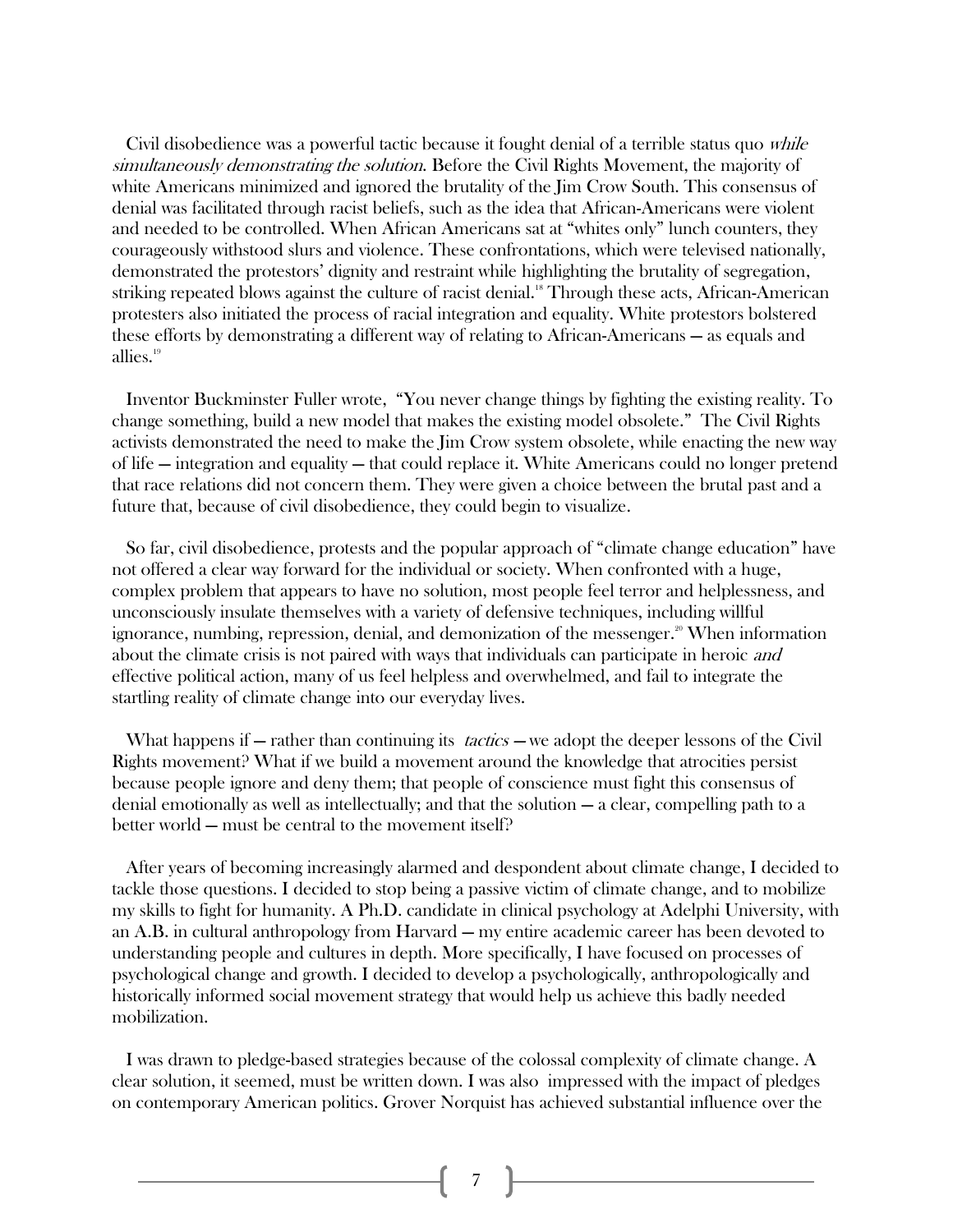Civil disobedience was a powerful tactic because it fought denial of a terrible status quo *while simultaneously demonstrating the solution*. Before the Civil Rights Movement, the majority of white Americans minimized and ignored the brutality of the Jim Crow South. This consensus of denial was facilitated through racist beliefs, such as the idea that African-Americans were violent and needed to be controlled. When African Americans sat at "whites only" lunch counters, they courageously withstood slurs and violence. These confrontations, which were televised nationally, demonstrated the protestors' dignity and restraint while highlighting the brutality of segregation, striking repeated blows against the culture of racist denial.[18] Through these acts, African-American protesters also initiated the process of racial integration and equality. White protestors bolstered these efforts by demonstrating a different way of relating to African-Americans — as equals and allies.[19]

Inventor Buckminster Fuller wrote, "You never change things by fighting the existing reality. To change something, build a new model that makes the existing model obsolete." The Civil Rights activists demonstrated the need to make the Jim Crow system obsolete, while enacting the new way of life — integration and equality — that could replace it. White Americans could no longer pretend that race relations did not concern them. They were given a choice between the brutal past and a future that, because of civil disobedience, they could begin to visualize.

So far, civil disobedience, protests and the popular approach of "climate change education" have not offered a clear way forward for the individual or society. When confronted with a huge, complex problem that appears to have no solution, most people feel terror and helplessness, and unconsciously insulate themselves with a variety of defensive techniques, including willful ignorance, numbing, repression, denial, and demonization of the messenger.[20] When information about the climate crisis is not paired with ways that individuals can participate in heroic *and* effective political action, many of us feel helpless and overwhelmed, and fail to integrate the startling reality of climate change into our everyday lives.

What happens if — rather than continuing its *tactics* — we adopt the deeper lessons of the Civil Rights movement? What if we build a movement around the knowledge that atrocities persist because people ignore and deny them; that people of conscience must fight this consensus of denial emotionally as well as intellectually; and that the solution — a clear, compelling path to a better world — must be central to the movement itself?

After years of becoming increasingly alarmed and despondent about climate change, I decided to tackle those questions. I decided to stop being a passive victim of climate change, and to mobilize my skills to fight for humanity. A Ph.D. candidate in clinical psychology at Adelphi University, with an A.B. in cultural anthropology from Harvard — my entire academic career has been devoted to understanding people and cultures in depth. More specifically, I have focused on processes of psychological change and growth. I decided to develop a psychologically, anthropologically and historically informed social movement strategy that would help us achieve this badly needed mobilization.

I was drawn to pledge-based strategies because of the colossal complexity of climate change. A clear solution, it seemed, must be written down. I was also impressed with the impact of pledges on contemporary American politics. Grover Norquist has achieved substantial influence over the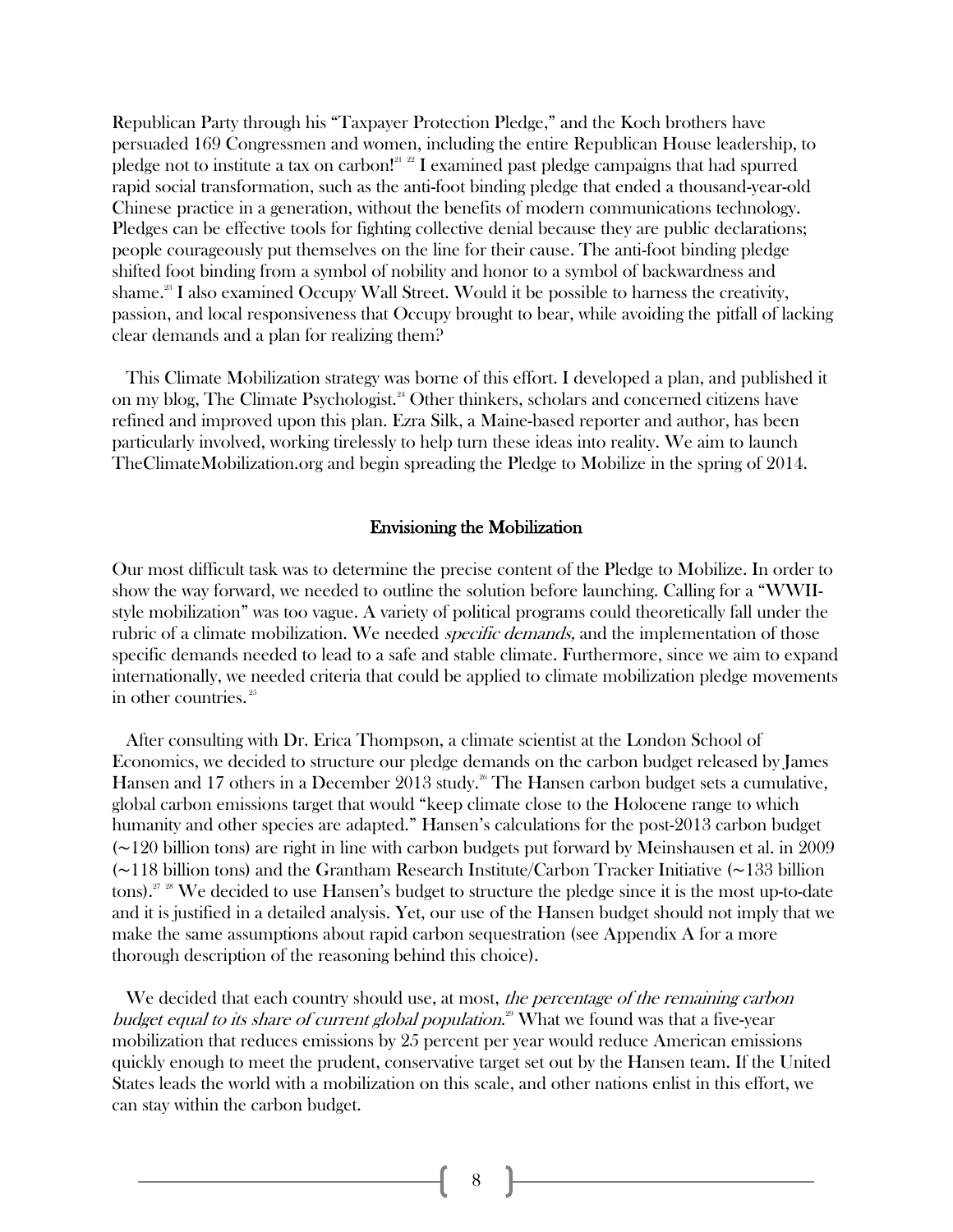Republican Party through his "Taxpayer Protection Pledge," and the Koch brothers have persuaded 169 Congressmen and women, including the entire Republican House leadership, to pledge not to institute a tax on carbon![21] [22] I examined past pledge campaigns that had spurred rapid social transformation, such as the anti-foot binding pledge that ended a thousand-year-old Chinese practice in a generation, without the benefits of modern communications technology. Pledges can be effective tools for fighting collective denial because they are public declarations; people courageously put themselves on the line for their cause. The anti-foot binding pledge shifted foot binding from a symbol of nobility and honor to a symbol of backwardness and shame.[23] I also examined Occupy Wall Street. Would it be possible to harness the creativity, passion, and local responsiveness that Occupy brought to bear, while avoiding the pitfall of lacking clear demands and a plan for realizing them?

This Climate Mobilization strategy was borne of this effort. I developed a plan, and published it on my blog, The Climate Psychologist.[24] Other thinkers, scholars and concerned citizens have refined and improved upon this plan. Ezra Silk, a Maine-based reporter and author, has been particularly involved, working tirelessly to help turn these ideas into reality. We aim to launch TheClimateMobilization.org and begin spreading the Pledge to Mobilize in the spring of 2014.

## Envisioning the Mobilization

Our most difficult task was to determine the precise content of the Pledge to Mobilize. In order to show the way forward, we needed to outline the solution before launching. Calling for a "WWII-style mobilization" was too vague. A variety of political programs could theoretically fall under the rubric of a climate mobilization. We needed *specific demands,* and the implementation of those specific demands needed to lead to a safe and stable climate. Furthermore, since we aim to expand internationally, we needed criteria that could be applied to climate mobilization pledge movements in other countries.[25]

After consulting with Dr. Erica Thompson, a climate scientist at the London School of Economics, we decided to structure our pledge demands on the carbon budget released by James Hansen and 17 others in a December 2013 study.[26] The Hansen carbon budget sets a cumulative, global carbon emissions target that would "keep climate close to the Holocene range to which humanity and other species are adapted." Hansen's calculations for the post-2013 carbon budget (~120 billion tons) are right in line with carbon budgets put forward by Meinshausen et al. in 2009 (~118 billion tons) and the Grantham Research Institute/Carbon Tracker Initiative (~133 billion tons).[27] [28] We decided to use Hansen's budget to structure the pledge since it is the most up-to-date and it is justified in a detailed analysis. Yet, our use of the Hansen budget should not imply that we make the same assumptions about rapid carbon sequestration (see Appendix A for a more thorough description of the reasoning behind this choice).

We decided that each country should use, at most, *the percentage of the remaining carbon budget equal to its share of current global population.*[29] What we found was that a five-year mobilization that reduces emissions by 25 percent per year would reduce American emissions quickly enough to meet the prudent, conservative target set out by the Hansen team. If the United States leads the world with a mobilization on this scale, and other nations enlist in this effort, we can stay within the carbon budget.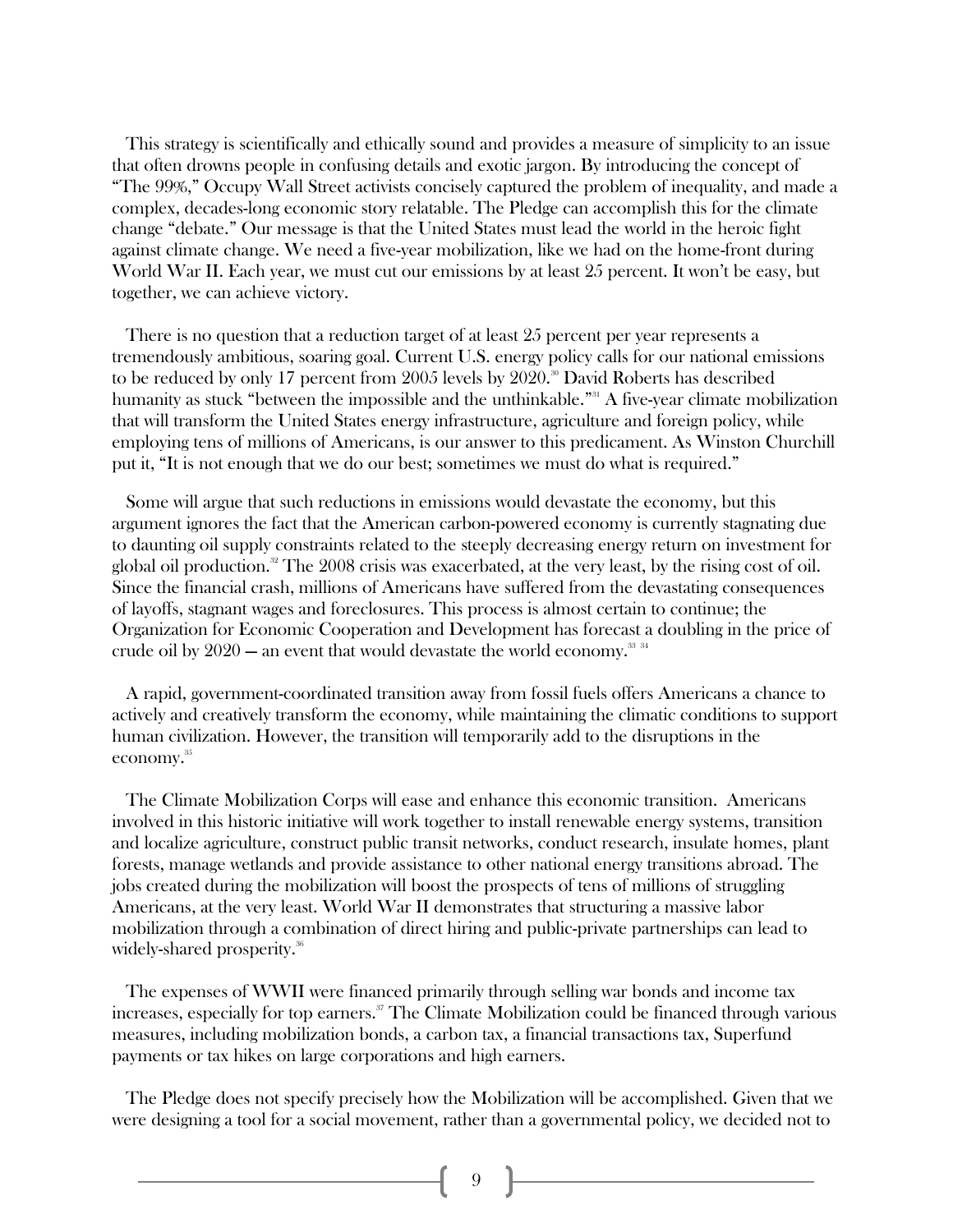This strategy is scientifically and ethically sound and provides a measure of simplicity to an issue that often drowns people in confusing details and exotic jargon. By introducing the concept of "The 99%," Occupy Wall Street activists concisely captured the problem of inequality, and made a complex, decades-long economic story relatable. The Pledge can accomplish this for the climate change "debate." Our message is that the United States must lead the world in the heroic fight against climate change. We need a five-year mobilization, like we had on the home-front during World War II. Each year, we must cut our emissions by at least 25 percent. It won't be easy, but together, we can achieve victory.

There is no question that a reduction target of at least 25 percent per year represents a tremendously ambitious, soaring goal. Current U.S. energy policy calls for our national emissions to be reduced by only 17 percent from 2005 levels by 2020.[30] David Roberts has described humanity as stuck "between the impossible and the unthinkable."[31] A five-year climate mobilization that will transform the United States energy infrastructure, agriculture and foreign policy, while employing tens of millions of Americans, is our answer to this predicament. As Winston Churchill put it, "It is not enough that we do our best; sometimes we must do what is required."

Some will argue that such reductions in emissions would devastate the economy, but this argument ignores the fact that the American carbon-powered economy is currently stagnating due to daunting oil supply constraints related to the steeply decreasing energy return on investment for global oil production.[32] The 2008 crisis was exacerbated, at the very least, by the rising cost of oil. Since the financial crash, millions of Americans have suffered from the devastating consequences of layoffs, stagnant wages and foreclosures. This process is almost certain to continue; the Organization for Economic Cooperation and Development has forecast a doubling in the price of crude oil by 2020 — an event that would devastate the world economy.[33] [34]

A rapid, government-coordinated transition away from fossil fuels offers Americans a chance to actively and creatively transform the economy, while maintaining the climatic conditions to support human civilization. However, the transition will temporarily add to the disruptions in the economy.[35]

The Climate Mobilization Corps will ease and enhance this economic transition. Americans involved in this historic initiative will work together to install renewable energy systems, transition and localize agriculture, construct public transit networks, conduct research, insulate homes, plant forests, manage wetlands and provide assistance to other national energy transitions abroad. The jobs created during the mobilization will boost the prospects of tens of millions of struggling Americans, at the very least. World War II demonstrates that structuring a massive labor mobilization through a combination of direct hiring and public-private partnerships can lead to widely-shared prosperity.[36]

The expenses of WWII were financed primarily through selling war bonds and income tax increases, especially for top earners.[37] The Climate Mobilization could be financed through various measures, including mobilization bonds, a carbon tax, a financial transactions tax, Superfund payments or tax hikes on large corporations and high earners.

The Pledge does not specify precisely how the Mobilization will be accomplished. Given that we were designing a tool for a social movement, rather than a governmental policy, we decided not to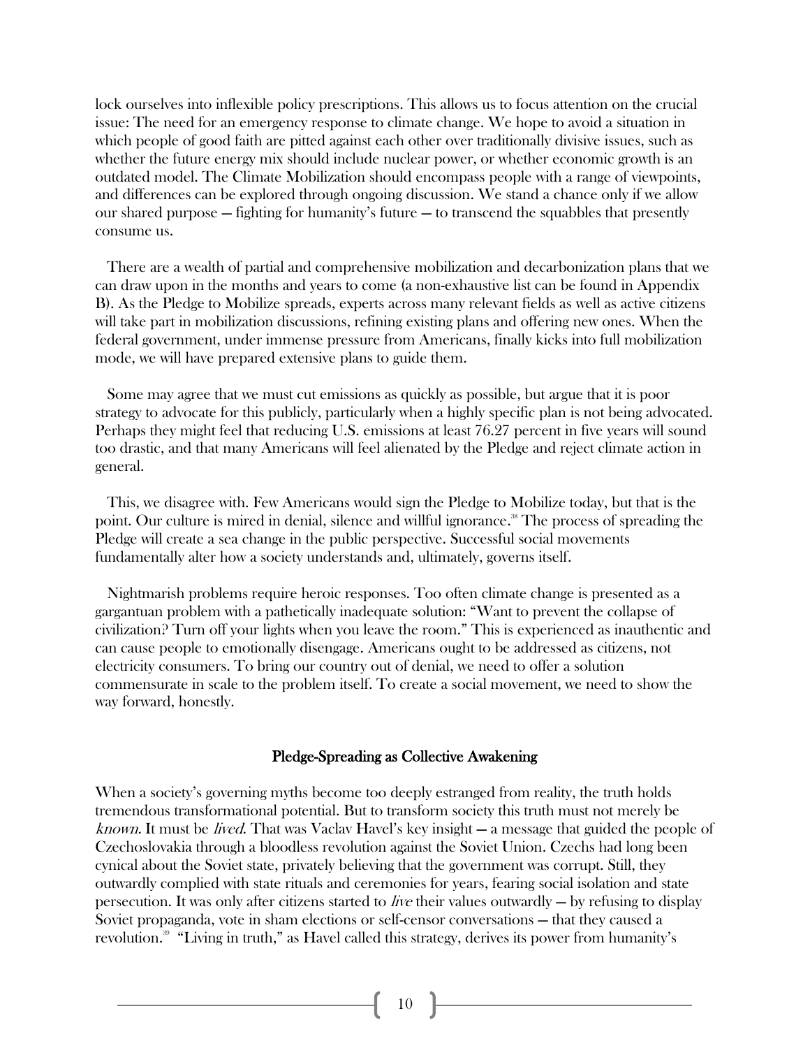lock ourselves into inflexible policy prescriptions. This allows us to focus attention on the crucial issue: The need for an emergency response to climate change. We hope to avoid a situation in which people of good faith are pitted against each other over traditionally divisive issues, such as whether the future energy mix should include nuclear power, or whether economic growth is an outdated model. The Climate Mobilization should encompass people with a range of viewpoints, and differences can be explored through ongoing discussion. We stand a chance only if we allow our shared purpose — fighting for humanity's future — to transcend the squabbles that presently consume us.

There are a wealth of partial and comprehensive mobilization and decarbonization plans that we can draw upon in the months and years to come (a non-exhaustive list can be found in Appendix B). As the Pledge to Mobilize spreads, experts across many relevant fields as well as active citizens will take part in mobilization discussions, refining existing plans and offering new ones. When the federal government, under immense pressure from Americans, finally kicks into full mobilization mode, we will have prepared extensive plans to guide them.

Some may agree that we must cut emissions as quickly as possible, but argue that it is poor strategy to advocate for this publicly, particularly when a highly specific plan is not being advocated. Perhaps they might feel that reducing U.S. emissions at least 76.27 percent in five years will sound too drastic, and that many Americans will feel alienated by the Pledge and reject climate action in general.

This, we disagree with. Few Americans would sign the Pledge to Mobilize today, but that is the point. Our culture is mired in denial, silence and willful ignorance.[38] The process of spreading the Pledge will create a sea change in the public perspective. Successful social movements fundamentally alter how a society understands and, ultimately, governs itself.

Nightmarish problems require heroic responses. Too often climate change is presented as a gargantuan problem with a pathetically inadequate solution: "Want to prevent the collapse of civilization? Turn off your lights when you leave the room." This is experienced as inauthentic and can cause people to emotionally disengage. Americans ought to be addressed as citizens, not electricity consumers. To bring our country out of denial, we need to offer a solution commensurate in scale to the problem itself. To create a social movement, we need to show the way forward, honestly.

## Pledge-Spreading as Collective Awakening

When a society's governing myths become too deeply estranged from reality, the truth holds tremendous transformational potential. But to transform society this truth must not merely be *known*. It must be *lived*. That was Vaclav Havel's key insight — a message that guided the people of Czechoslovakia through a bloodless revolution against the Soviet Union. Czechs had long been cynical about the Soviet state, privately believing that the government was corrupt. Still, they outwardly complied with state rituals and ceremonies for years, fearing social isolation and state persecution. It was only after citizens started to *live* their values outwardly — by refusing to display Soviet propaganda, vote in sham elections or self-censor conversations — that they caused a revolution.[39] "Living in truth," as Havel called this strategy, derives its power from humanity's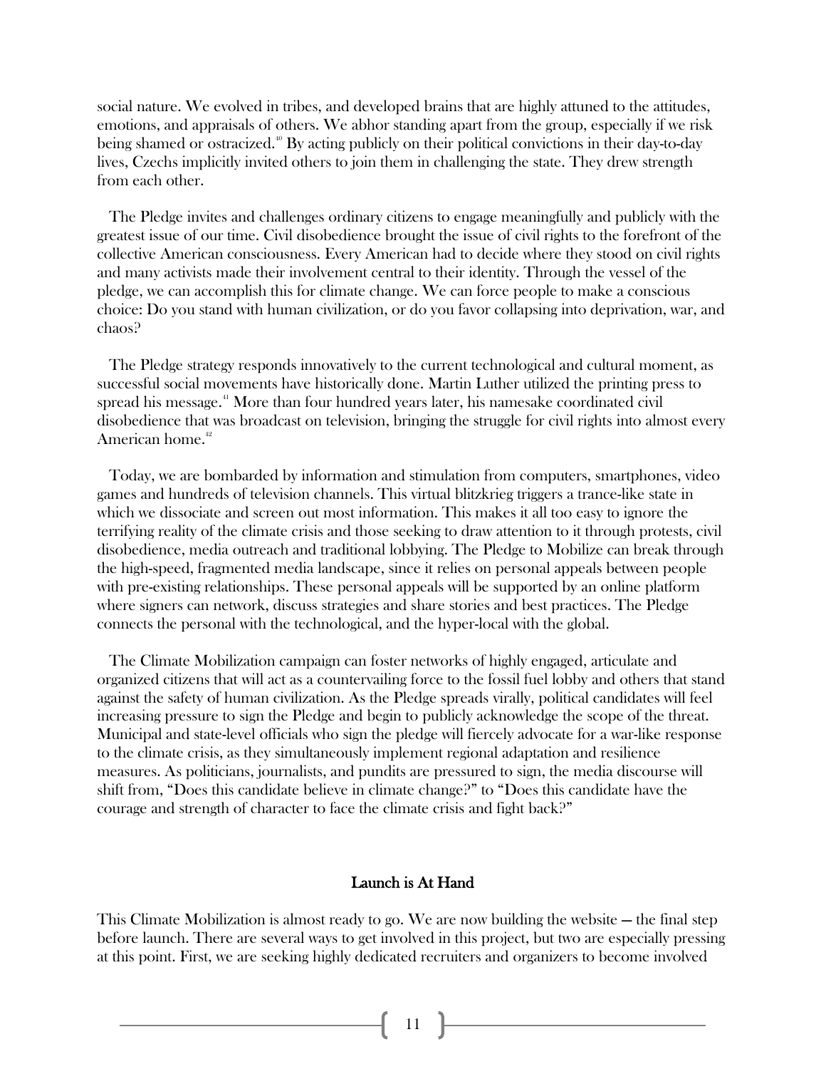social nature. We evolved in tribes, and developed brains that are highly attuned to the attitudes, emotions, and appraisals of others. We abhor standing apart from the group, especially if we risk being shamed or ostracized.[40] By acting publicly on their political convictions in their day-to-day lives, Czechs implicitly invited others to join them in challenging the state. They drew strength from each other.

The Pledge invites and challenges ordinary citizens to engage meaningfully and publicly with the greatest issue of our time. Civil disobedience brought the issue of civil rights to the forefront of the collective American consciousness. Every American had to decide where they stood on civil rights and many activists made their involvement central to their identity. Through the vessel of the pledge, we can accomplish this for climate change. We can force people to make a conscious choice: Do you stand with human civilization, or do you favor collapsing into deprivation, war, and chaos?

The Pledge strategy responds innovatively to the current technological and cultural moment, as successful social movements have historically done. Martin Luther utilized the printing press to spread his message.[41] More than four hundred years later, his namesake coordinated civil disobedience that was broadcast on television, bringing the struggle for civil rights into almost every American home.[42]

Today, we are bombarded by information and stimulation from computers, smartphones, video games and hundreds of television channels. This virtual blitzkrieg triggers a trance-like state in which we dissociate and screen out most information. This makes it all too easy to ignore the terrifying reality of the climate crisis and those seeking to draw attention to it through protests, civil disobedience, media outreach and traditional lobbying. The Pledge to Mobilize can break through the high-speed, fragmented media landscape, since it relies on personal appeals between people with pre-existing relationships. These personal appeals will be supported by an online platform where signers can network, discuss strategies and share stories and best practices. The Pledge connects the personal with the technological, and the hyper-local with the global.

The Climate Mobilization campaign can foster networks of highly engaged, articulate and organized citizens that will act as a countervailing force to the fossil fuel lobby and others that stand against the safety of human civilization. As the Pledge spreads virally, political candidates will feel increasing pressure to sign the Pledge and begin to publicly acknowledge the scope of the threat. Municipal and state-level officials who sign the pledge will fiercely advocate for a war-like response to the climate crisis, as they simultaneously implement regional adaptation and resilience measures. As politicians, journalists, and pundits are pressured to sign, the media discourse will shift from, "Does this candidate believe in climate change?" to "Does this candidate have the courage and strength of character to face the climate crisis and fight back?"

## Launch is At Hand

This Climate Mobilization is almost ready to go. We are now building the website — the final step before launch. There are several ways to get involved in this project, but two are especially pressing at this point. First, we are seeking highly dedicated recruiters and organizers to become involved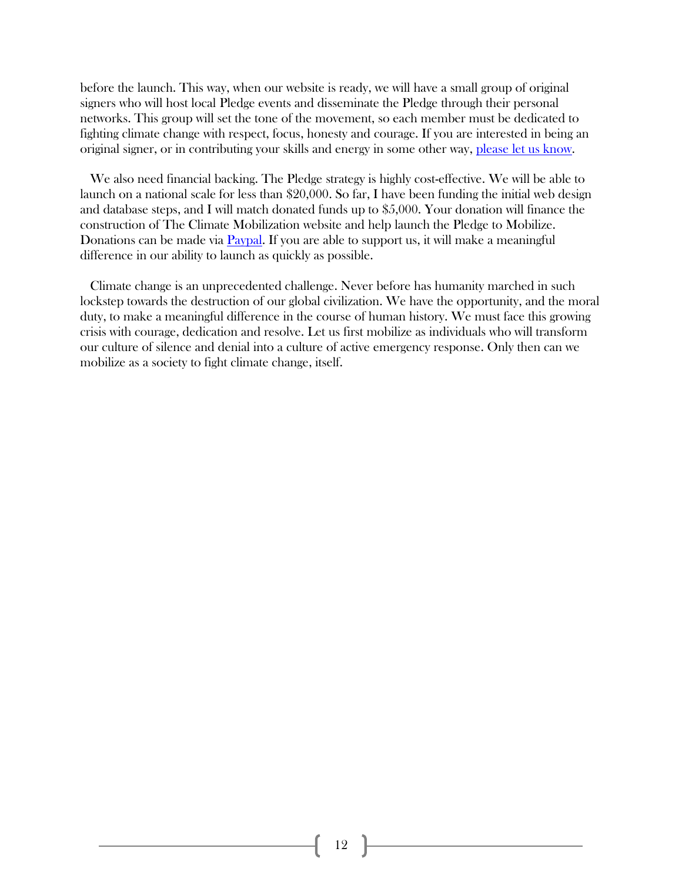before the launch. This way, when our website is ready, we will have a small group of original signers who will host local Pledge events and disseminate the Pledge through their personal networks. This group will set the tone of the movement, so each member must be dedicated to fighting climate change with respect, focus, honesty and courage. If you are interested in being an original signer, or in contributing your skills and energy in some other way, please let us know.

We also need financial backing. The Pledge strategy is highly cost-effective. We will be able to launch on a national scale for less than $20,000. So far, I have been funding the initial web design and database steps, and I will match donated funds up to $5,000. Your donation will finance the construction of The Climate Mobilization website and help launch the Pledge to Mobilize. Donations can be made via Paypal. If you are able to support us, it will make a meaningful difference in our ability to launch as quickly as possible.

Climate change is an unprecedented challenge. Never before has humanity marched in such lockstep towards the destruction of our global civilization. We have the opportunity, and the moral duty, to make a meaningful difference in the course of human history. We must face this growing crisis with courage, dedication and resolve. Let us first mobilize as individuals who will transform our culture of silence and denial into a culture of active emergency response. Only then can we mobilize as a society to fight climate change, itself.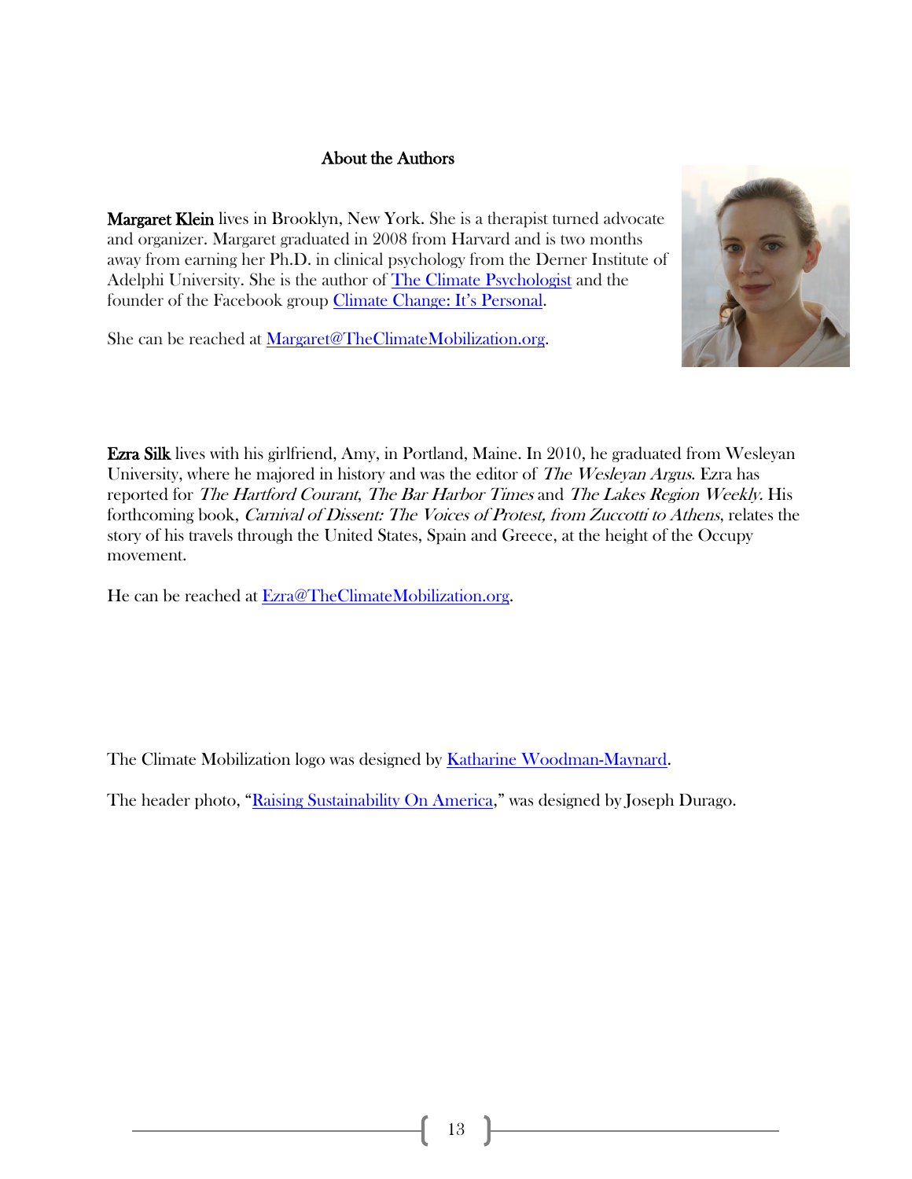## About the Authors

**Margaret Klein** lives in Brooklyn, New York. She is a therapist turned advocate and organizer. Margaret graduated in 2008 from Harvard and is two months away from earning her Ph.D. in clinical psychology from the Derner Institute of Adelphi University. She is the author of The Climate Psychologist and the founder of the Facebook group Climate Change: It's Personal.

She can be reached at Margaret@TheClimateMobilization.org.

**Ezra Silk** lives with his girlfriend, Amy, in Portland, Maine. In 2010, he graduated from Wesleyan University, where he majored in history and was the editor of *The Wesleyan Argus*. Ezra has reported for *The Hartford Courant*, *The Bar Harbor Times* and *The Lakes Region Weekly*. His forthcoming book, *Carnival of Dissent: The Voices of Protest, from Zuccotti to Athens*, relates the story of his travels through the United States, Spain and Greece, at the height of the Occupy movement.

He can be reached at Ezra@TheClimateMobilization.org.

The Climate Mobilization logo was designed by Katharine Woodman-Maynard.

The header photo, "Raising Sustainability On America," was designed by Joseph Durago.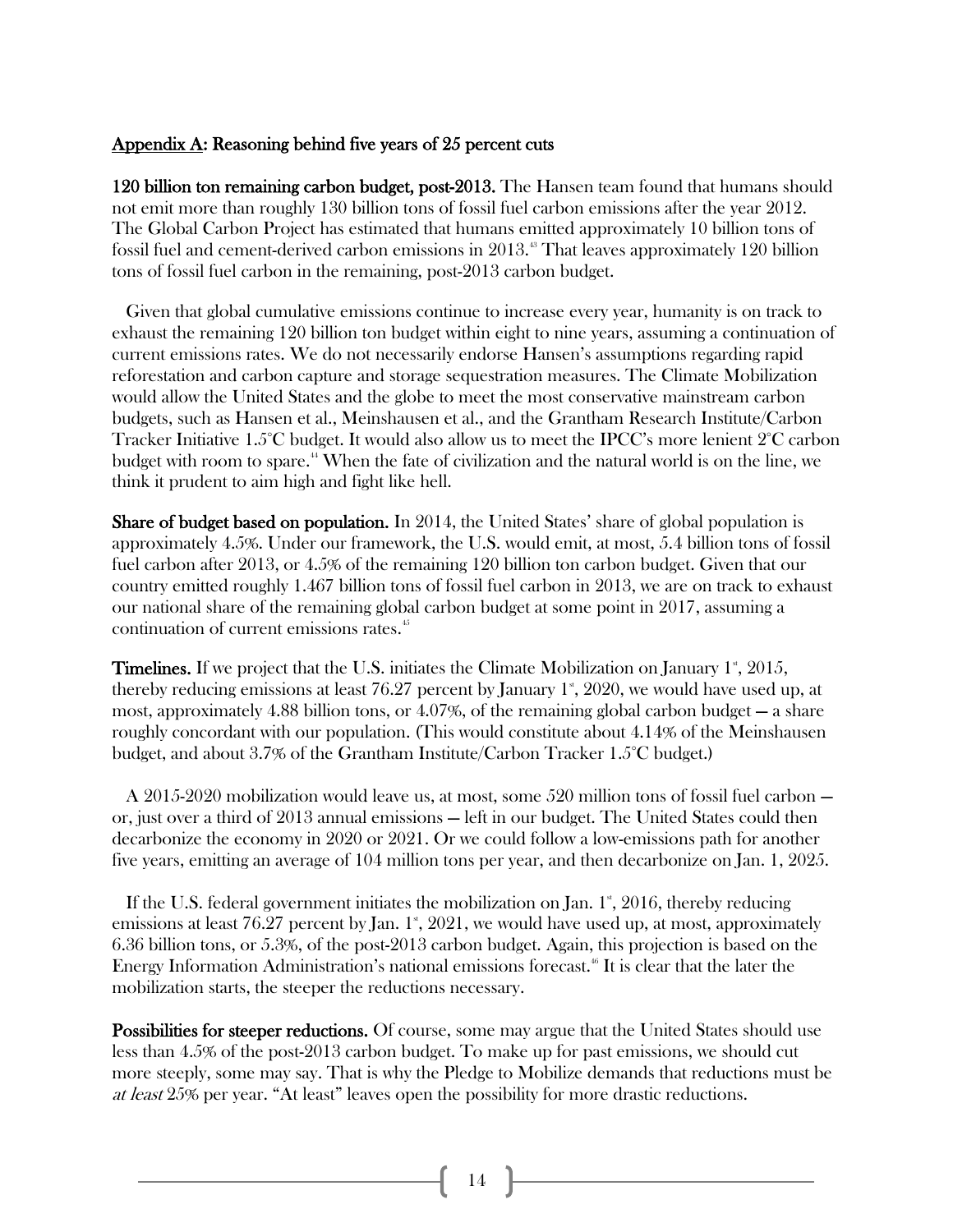## Appendix A: Reasoning behind five years of 25 percent cuts

**120 billion ton remaining carbon budget, post-2013.** The Hansen team found that humans should not emit more than roughly 130 billion tons of fossil fuel carbon emissions after the year 2012. The Global Carbon Project has estimated that humans emitted approximately 10 billion tons of fossil fuel and cement-derived carbon emissions in 2013.[43] That leaves approximately 120 billion tons of fossil fuel carbon in the remaining, post-2013 carbon budget.

Given that global cumulative emissions continue to increase every year, humanity is on track to exhaust the remaining 120 billion ton budget within eight to nine years, assuming a continuation of current emissions rates. We do not necessarily endorse Hansen's assumptions regarding rapid reforestation and carbon capture and storage sequestration measures. The Climate Mobilization would allow the United States and the globe to meet the most conservative mainstream carbon budgets, such as Hansen et al., Meinshausen et al., and the Grantham Research Institute/Carbon Tracker Initiative 1.5°C budget. It would also allow us to meet the IPCC's more lenient 2°C carbon budget with room to spare.[44] When the fate of civilization and the natural world is on the line, we think it prudent to aim high and fight like hell.

**Share of budget based on population.** In 2014, the United States' share of global population is approximately 4.5%. Under our framework, the U.S. would emit, at most, 5.4 billion tons of fossil fuel carbon after 2013, or 4.5% of the remaining 120 billion ton carbon budget. Given that our country emitted roughly 1.467 billion tons of fossil fuel carbon in 2013, we are on track to exhaust our national share of the remaining global carbon budget at some point in 2017, assuming a continuation of current emissions rates.[45]

**Timelines.** If we project that the U.S. initiates the Climate Mobilization on January 1st, 2015, thereby reducing emissions at least 76.27 percent by January 1st, 2020, we would have used up, at most, approximately 4.88 billion tons, or 4.07%, of the remaining global carbon budget — a share roughly concordant with our population. (This would constitute about 4.14% of the Meinshausen budget, and about 3.7% of the Grantham Institute/Carbon Tracker 1.5°C budget.)

A 2015-2020 mobilization would leave us, at most, some 520 million tons of fossil fuel carbon — or, just over a third of 2013 annual emissions — left in our budget. The United States could then decarbonize the economy in 2020 or 2021. Or we could follow a low-emissions path for another five years, emitting an average of 104 million tons per year, and then decarbonize on Jan. 1, 2025.

If the U.S. federal government initiates the mobilization on Jan. 1st, 2016, thereby reducing emissions at least 76.27 percent by Jan. 1st, 2021, we would have used up, at most, approximately 6.36 billion tons, or 5.3%, of the post-2013 carbon budget. Again, this projection is based on the Energy Information Administration's national emissions forecast.[46] It is clear that the later the mobilization starts, the steeper the reductions necessary.

**Possibilities for steeper reductions.** Of course, some may argue that the United States should use less than 4.5% of the post-2013 carbon budget. To make up for past emissions, we should cut more steeply, some may say. That is why the Pledge to Mobilize demands that reductions must be *at least* 25% per year. "At least" leaves open the possibility for more drastic reductions.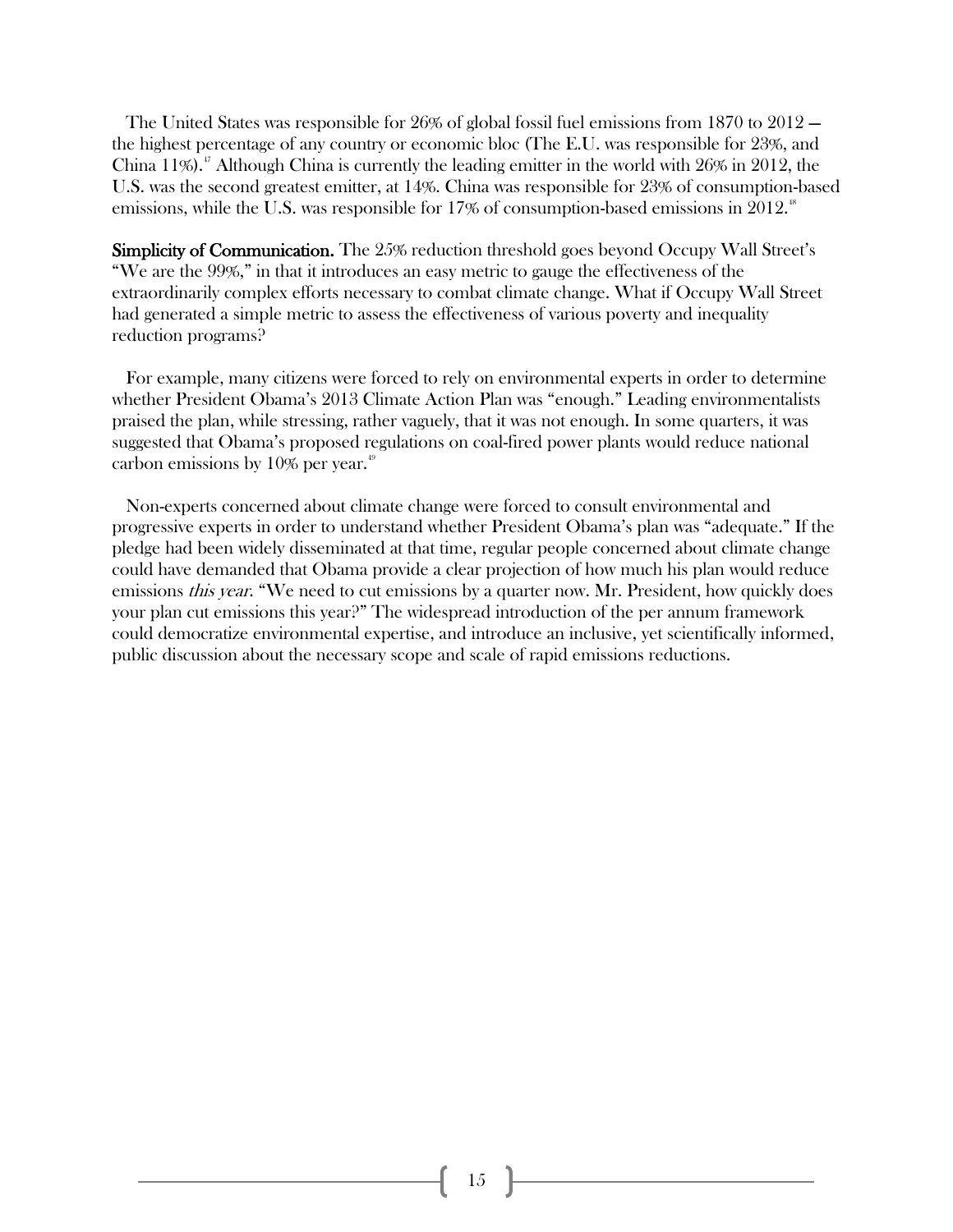The United States was responsible for 26% of global fossil fuel emissions from 1870 to 2012 — the highest percentage of any country or economic bloc (The E.U. was responsible for 23%, and China 11%).[47] Although China is currently the leading emitter in the world with 26% in 2012, the U.S. was the second greatest emitter, at 14%. China was responsible for 23% of consumption-based emissions, while the U.S. was responsible for 17% of consumption-based emissions in 2012.[48]

**Simplicity of Communication.** The 25% reduction threshold goes beyond Occupy Wall Street's "We are the 99%," in that it introduces an easy metric to gauge the effectiveness of the extraordinarily complex efforts necessary to combat climate change. What if Occupy Wall Street had generated a simple metric to assess the effectiveness of various poverty and inequality reduction programs?

For example, many citizens were forced to rely on environmental experts in order to determine whether President Obama's 2013 Climate Action Plan was "enough." Leading environmentalists praised the plan, while stressing, rather vaguely, that it was not enough. In some quarters, it was suggested that Obama's proposed regulations on coal-fired power plants would reduce national carbon emissions by 10% per year.[49]

Non-experts concerned about climate change were forced to consult environmental and progressive experts in order to understand whether President Obama's plan was "adequate." If the pledge had been widely disseminated at that time, regular people concerned about climate change could have demanded that Obama provide a clear projection of how much his plan would reduce emissions *this year*. "We need to cut emissions by a quarter now. Mr. President, how quickly does your plan cut emissions this year?" The widespread introduction of the per annum framework could democratize environmental expertise, and introduce an inclusive, yet scientifically informed, public discussion about the necessary scope and scale of rapid emissions reductions.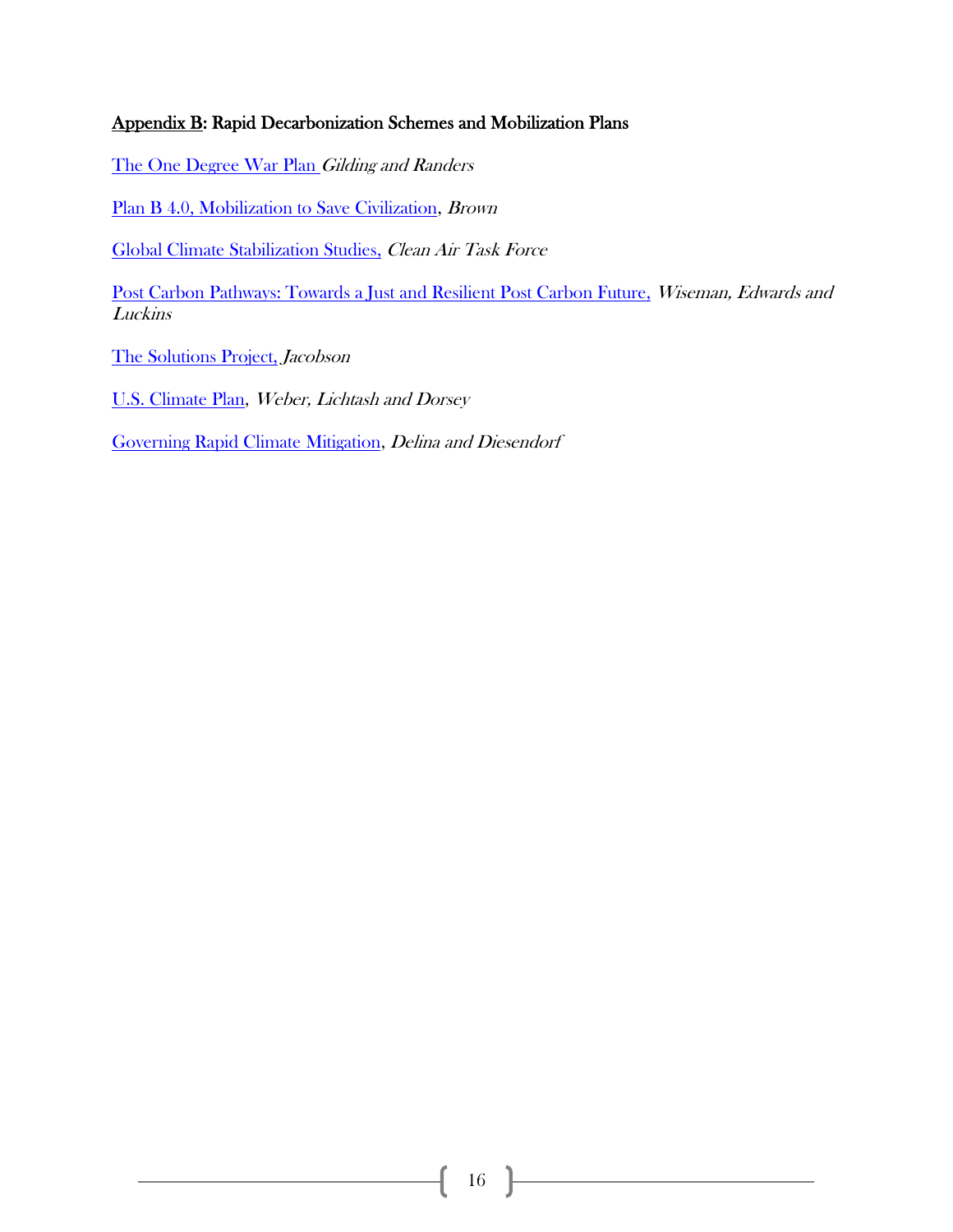## Appendix B: Rapid Decarbonization Schemes and Mobilization Plans

The One Degree War Plan *Gilding and Randers*

Plan B 4.0, Mobilization to Save Civilization, *Brown*

Global Climate Stabilization Studies, *Clean Air Task Force*

Post Carbon Pathways: Towards a Just and Resilient Post Carbon Future, *Wiseman, Edwards and Luckins*

The Solutions Project, *Jacobson*

U.S. Climate Plan, *Weber, Lichtash and Dorsey*

Governing Rapid Climate Mitigation, *Delina and Diesendorf*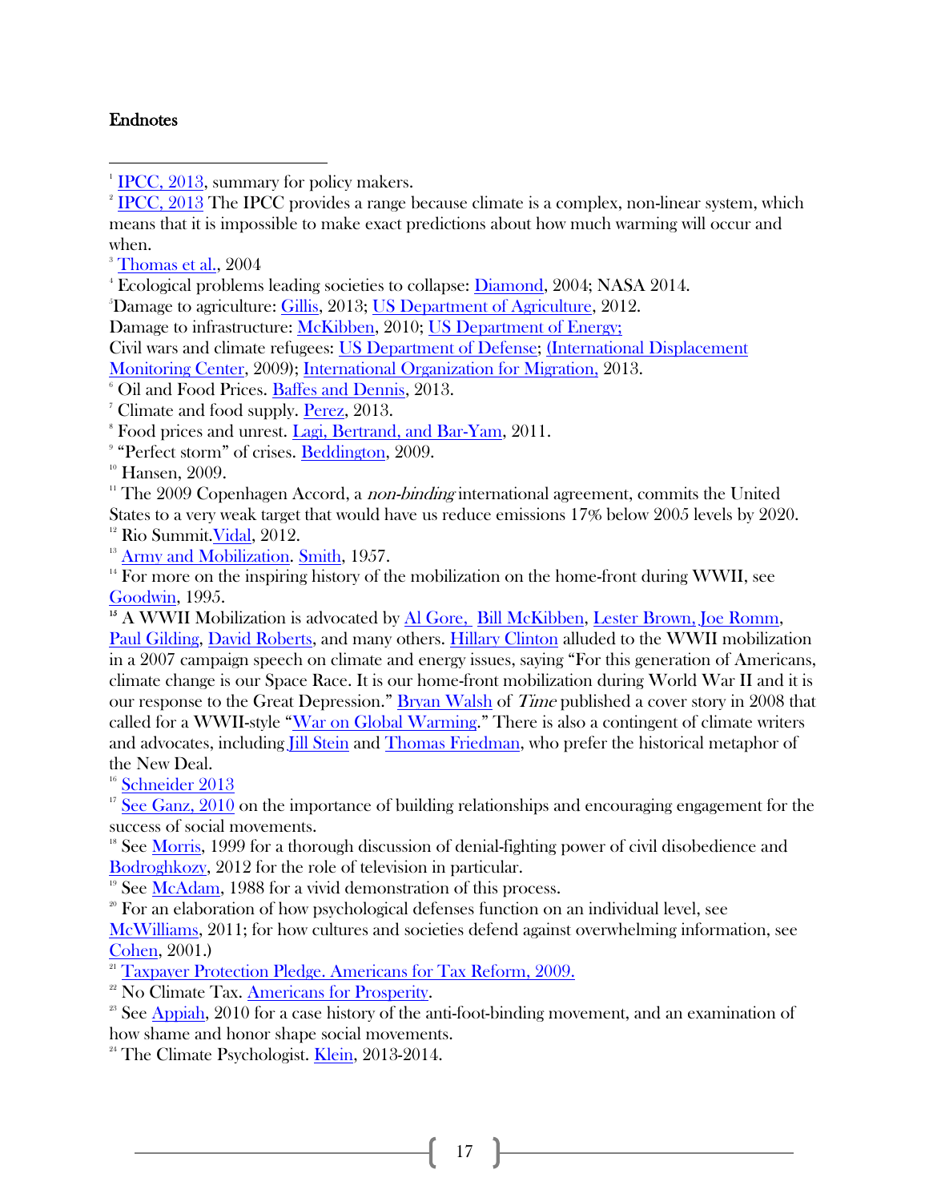**Endnotes**

[1] IPCC, 2013, summary for policy makers.

[2] IPCC, 2013 The IPCC provides a range because climate is a complex, non-linear system, which means that it is impossible to make exact predictions about how much warming will occur and when.

[3] Thomas et al., 2004

[4] Ecological problems leading societies to collapse: Diamond, 2004; NASA 2014.

[5] Damage to agriculture: Gillis, 2013; US Department of Agriculture, 2012.
Damage to infrastructure: McKibben, 2010; US Department of Energy;
Civil wars and climate refugees: US Department of Defense; (International Displacement Monitoring Center, 2009); International Organization for Migration, 2013.

[6] Oil and Food Prices. Baffes and Dennis, 2013.

[7] Climate and food supply. Perez, 2013.

[8] Food prices and unrest. Lagi, Bertrand, and Bar-Yam, 2011.

[9] "Perfect storm" of crises. Beddington, 2009.

[10] Hansen, 2009.

[11] The 2009 Copenhagen Accord, a *non-binding* international agreement, commits the United States to a very weak target that would have us reduce emissions 17% below 2005 levels by 2020.

[12] Rio Summit. Vidal, 2012.

[13] Army and Mobilization. Smith, 1957.

[14] For more on the inspiring history of the mobilization on the home-front during WWII, see Goodwin, 1995.

[15] A WWII Mobilization is advocated by Al Gore, Bill McKibben, Lester Brown, Joe Romm, Paul Gilding, David Roberts, and many others. Hillary Clinton alluded to the WWII mobilization in a 2007 campaign speech on climate and energy issues, saying "For this generation of Americans, climate change is our Space Race. It is our home-front mobilization during World War II and it is our response to the Great Depression." Bryan Walsh of *Time* published a cover story in 2008 that called for a WWII-style "War on Global Warming." There is also a contingent of climate writers and advocates, including Jill Stein and Thomas Friedman, who prefer the historical metaphor of the New Deal.

[16] Schneider 2013

[17] See Ganz, 2010 on the importance of building relationships and encouraging engagement for the success of social movements.

[18] See Morris, 1999 for a thorough discussion of denial-fighting power of civil disobedience and Bodroghkozy, 2012 for the role of television in particular.

[19] See McAdam, 1988 for a vivid demonstration of this process.

[20] For an elaboration of how psychological defenses function on an individual level, see McWilliams, 2011; for how cultures and societies defend against overwhelming information, see Cohen, 2001.)

[21] Taxpayer Protection Pledge. Americans for Tax Reform, 2009.

[22] No Climate Tax. Americans for Prosperity.

[23] See Appiah, 2010 for a case history of the anti-foot-binding movement, and an examination of how shame and honor shape social movements.

[24] The Climate Psychologist. Klein, 2013-2014.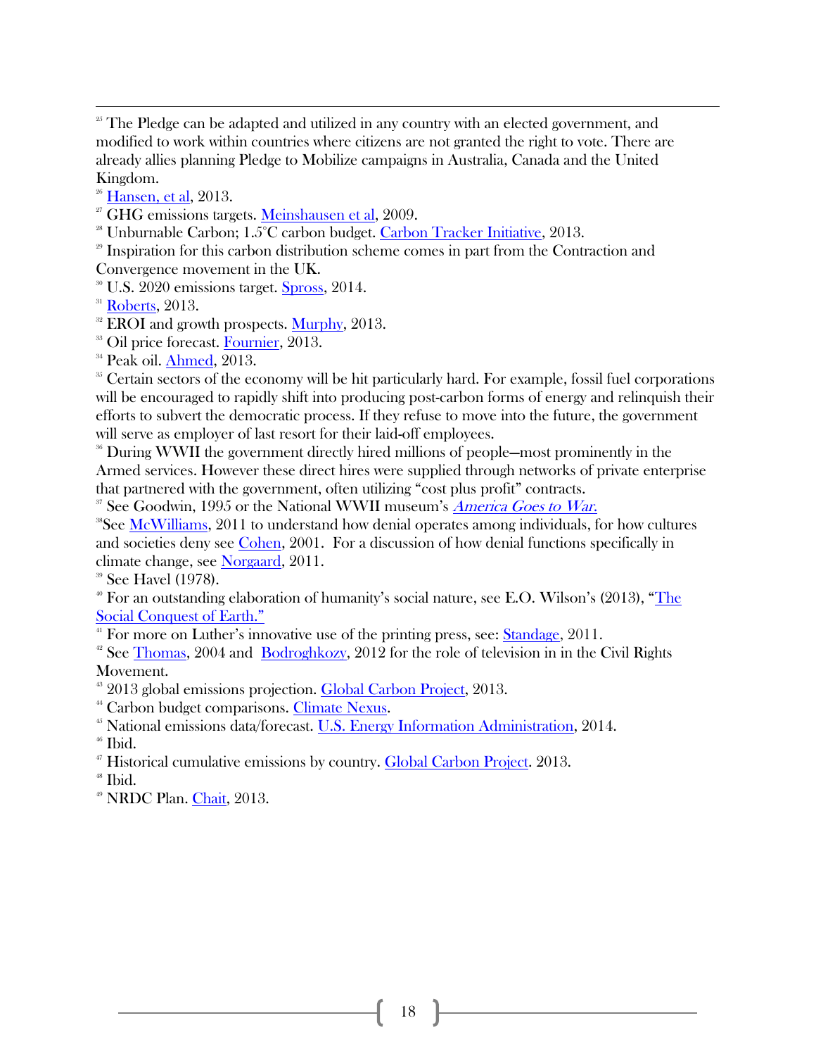[25] The Pledge can be adapted and utilized in any country with an elected government, and modified to work within countries where citizens are not granted the right to vote. There are already allies planning Pledge to Mobilize campaigns in Australia, Canada and the United Kingdom.

[26] Hansen, et al, 2013.

[27] GHG emissions targets. Meinshausen et al, 2009.

[28] Unburnable Carbon; 1.5°C carbon budget. Carbon Tracker Initiative, 2013.

[29] Inspiration for this carbon distribution scheme comes in part from the Contraction and Convergence movement in the UK.

[30] U.S. 2020 emissions target. Spross, 2014.

[31] Roberts, 2013.

[32] EROI and growth prospects. Murphy, 2013.

[33] Oil price forecast. Fournier, 2013.

[34] Peak oil. Ahmed, 2013.

[35] Certain sectors of the economy will be hit particularly hard. For example, fossil fuel corporations will be encouraged to rapidly shift into producing post-carbon forms of energy and relinquish their efforts to subvert the democratic process. If they refuse to move into the future, the government will serve as employer of last resort for their laid-off employees.

[36] During WWII the government directly hired millions of people—most prominently in the Armed services. However these direct hires were supplied through networks of private enterprise that partnered with the government, often utilizing "cost plus profit" contracts.

[37] See Goodwin, 1995 or the National WWII museum's *America Goes to War.*

[38] See McWilliams, 2011 to understand how denial operates among individuals, for how cultures and societies deny see Cohen, 2001. For a discussion of how denial functions specifically in climate change, see Norgaard, 2011.

[39] See Havel (1978).

[40] For an outstanding elaboration of humanity's social nature, see E.O. Wilson's (2013), "The Social Conquest of Earth."

[41] For more on Luther's innovative use of the printing press, see: Standage, 2011.

[42] See Thomas, 2004 and Bodroghkozy, 2012 for the role of television in in the Civil Rights Movement.

[43] 2013 global emissions projection. Global Carbon Project, 2013.

[44] Carbon budget comparisons. Climate Nexus.

[45] National emissions data/forecast. U.S. Energy Information Administration, 2014.

[46] Ibid.

[47] Historical cumulative emissions by country. Global Carbon Project. 2013.

[48] Ibid.

[49] NRDC Plan. Chait, 2013.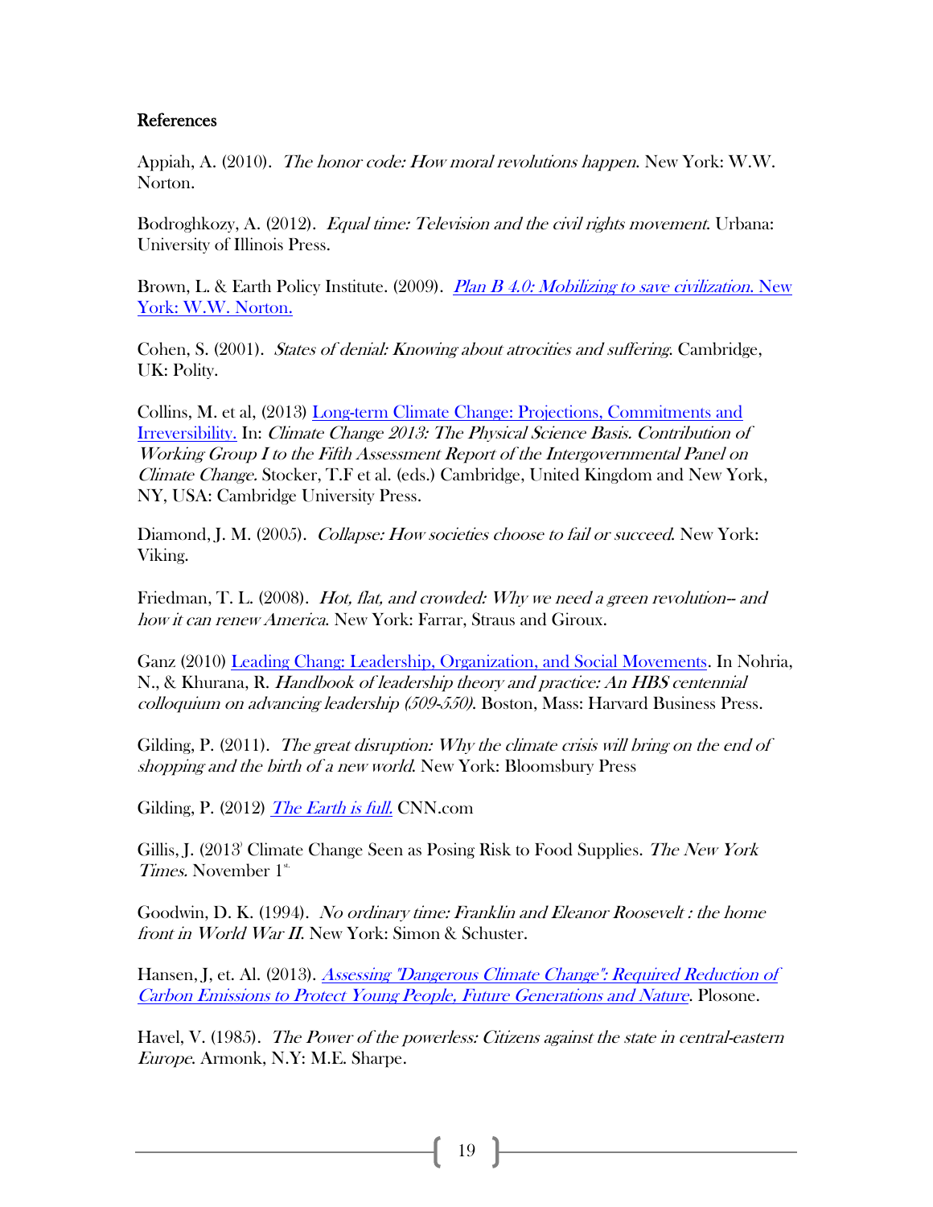### References

Appiah, A. (2010). *The honor code: How moral revolutions happen*. New York: W.W. Norton.

Bodroghkozy, A. (2012). *Equal time: Television and the civil rights movement*. Urbana: University of Illinois Press.

Brown, L. & Earth Policy Institute. (2009). *Plan B 4.0: Mobilizing to save civilization*. New York: W.W. Norton.

Cohen, S. (2001). *States of denial: Knowing about atrocities and suffering*. Cambridge, UK: Polity.

Collins, M. et al, (2013) Long-term Climate Change: Projections, Commitments and Irreversibility. In: *Climate Change 2013: The Physical Science Basis. Contribution of Working Group I to the Fifth Assessment Report of the Intergovernmental Panel on Climate Change.* Stocker, T.F et al. (eds.) Cambridge, United Kingdom and New York, NY, USA: Cambridge University Press.

Diamond, J. M. (2005). *Collapse: How societies choose to fail or succeed*. New York: Viking.

Friedman, T. L. (2008). *Hot, flat, and crowded: Why we need a green revolution-- and how it can renew America*. New York: Farrar, Straus and Giroux.

Ganz (2010) Leading Chang: Leadership, Organization, and Social Movements. In Nohria, N., & Khurana, R. *Handbook of leadership theory and practice: An HBS centennial colloquium on advancing leadership (509-550)*. Boston, Mass: Harvard Business Press.

Gilding, P. (2011). *The great disruption: Why the climate crisis will bring on the end of shopping and the birth of a new world*. New York: Bloomsbury Press

Gilding, P. (2012) *The Earth is full*. CNN.com

Gillis, J. (2013) Climate Change Seen as Posing Risk to Food Supplies. *The New York Times*. November 1st

Goodwin, D. K. (1994). *No ordinary time: Franklin and Eleanor Roosevelt : the home front in World War II*. New York: Simon & Schuster.

Hansen, J, et. Al. (2013). *Assessing "Dangerous Climate Change": Required Reduction of Carbon Emissions to Protect Young People, Future Generations and Nature*. Plosone.

Havel, V. (1985). *The Power of the powerless: Citizens against the state in central-eastern Europe*. Armonk, N.Y: M.E. Sharpe.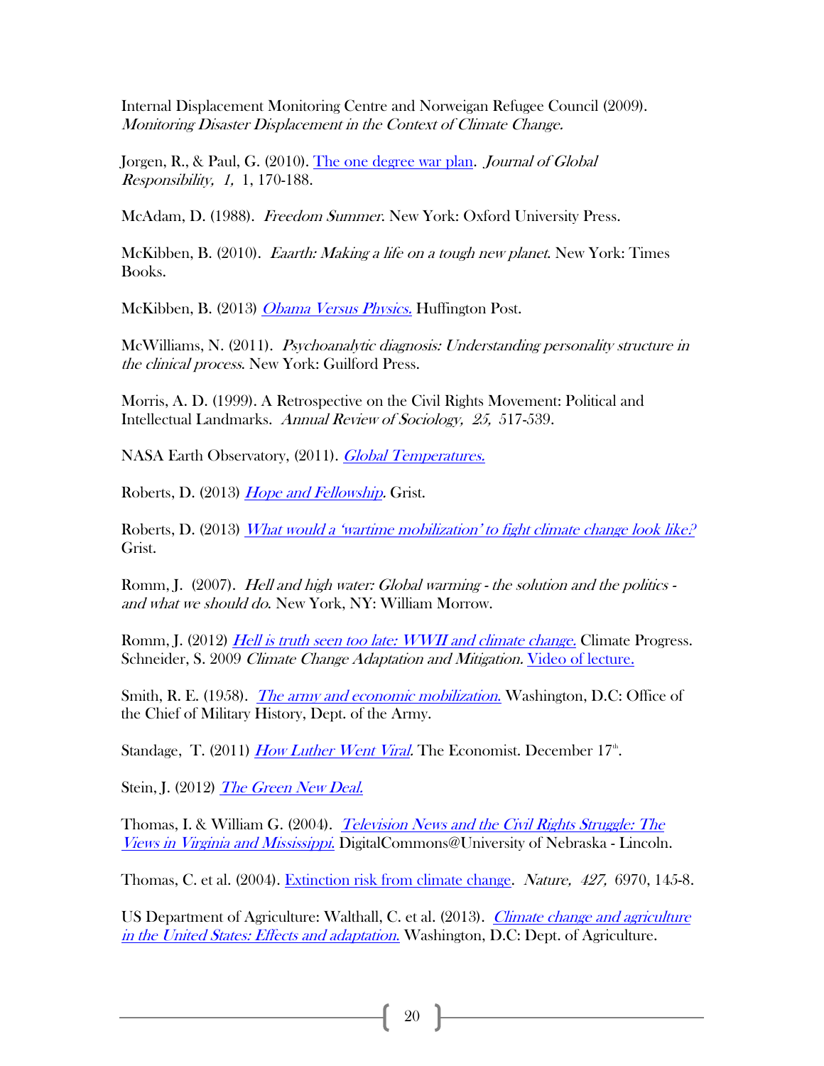Internal Displacement Monitoring Centre and Norweigan Refugee Council (2009). *Monitoring Disaster Displacement in the Context of Climate Change.*

Jorgen, R., & Paul, G. (2010). The one degree war plan. *Journal of Global Responsibility, 1,* 1, 170-188.

McAdam, D. (1988). *Freedom Summer.* New York: Oxford University Press.

McKibben, B. (2010). *Eaarth: Making a life on a tough new planet.* New York: Times Books.

McKibben, B. (2013) *Obama Versus Physics.* Huffington Post.

McWilliams, N. (2011). *Psychoanalytic diagnosis: Understanding personality structure in the clinical process.* New York: Guilford Press.

Morris, A. D. (1999). A Retrospective on the Civil Rights Movement: Political and Intellectual Landmarks. *Annual Review of Sociology, 25,* 517-539.

NASA Earth Observatory, (2011). *Global Temperatures.*

Roberts, D. (2013) *Hope and Fellowship.* Grist.

Roberts, D. (2013) *What would a 'wartime mobilization' to fight climate change look like?* Grist.

Romm, J. (2007). *Hell and high water: Global warming - the solution and the politics - and what we should do.* New York, NY: William Morrow.

Romm, J. (2012) *Hell is truth seen too late: WWII and climate change.* Climate Progress.
Schneider, S. 2009 *Climate Change Adaptation and Mitigation.* Video of lecture.

Smith, R. E. (1958). *The army and economic mobilization.* Washington, D.C: Office of the Chief of Military History, Dept. of the Army.

Standage, T. (2011) *How Luther Went Viral.* The Economist. December 17th.

Stein, J. (2012) *The Green New Deal.*

Thomas, I. & William G. (2004). *Television News and the Civil Rights Struggle: The Views in Virginia and Mississippi.* DigitalCommons@University of Nebraska - Lincoln.

Thomas, C. et al. (2004). Extinction risk from climate change. *Nature, 427,* 6970, 145-8.

US Department of Agriculture: Walthall, C. et al. (2013). *Climate change and agriculture in the United States: Effects and adaptation.* Washington, D.C: Dept. of Agriculture.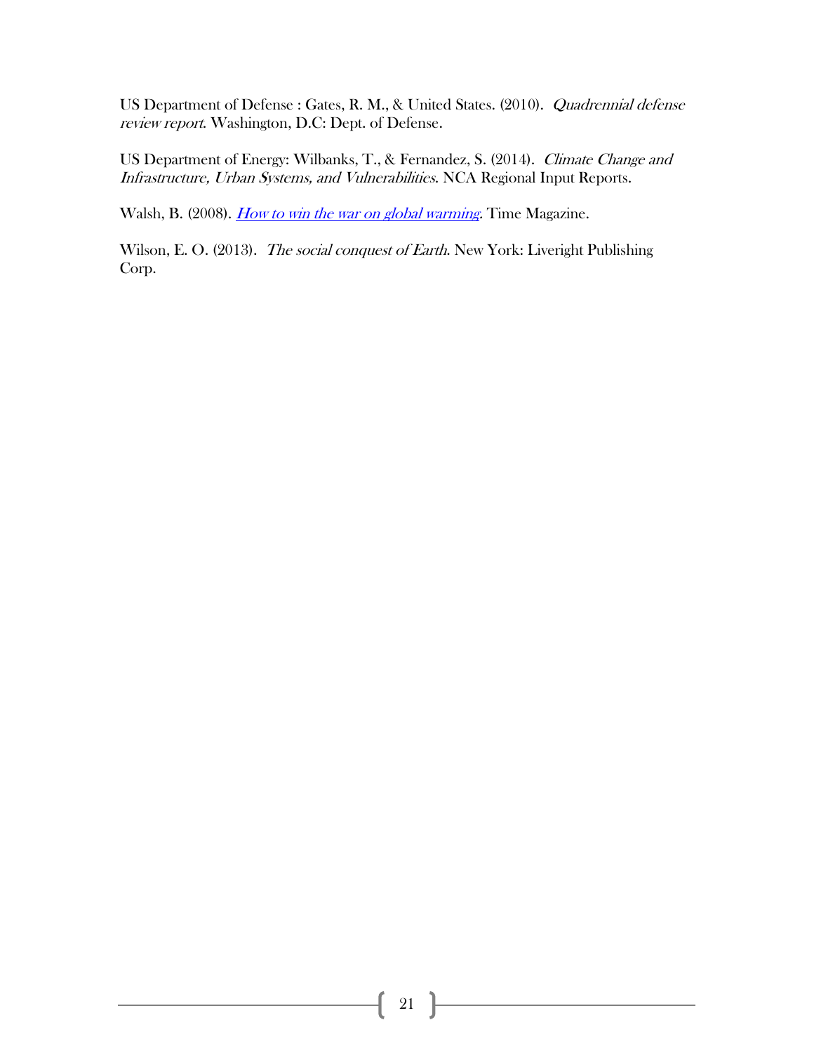US Department of Defense : Gates, R. M., & United States. (2010). *Quadrennial defense review report*. Washington, D.C: Dept. of Defense.

US Department of Energy: Wilbanks, T., & Fernandez, S. (2014). *Climate Change and Infrastructure, Urban Systems, and Vulnerabilities*. NCA Regional Input Reports.

Walsh, B. (2008). *How to win the war on global warming*. Time Magazine.

Wilson, E. O. (2013). *The social conquest of Earth*. New York: Liveright Publishing Corp.